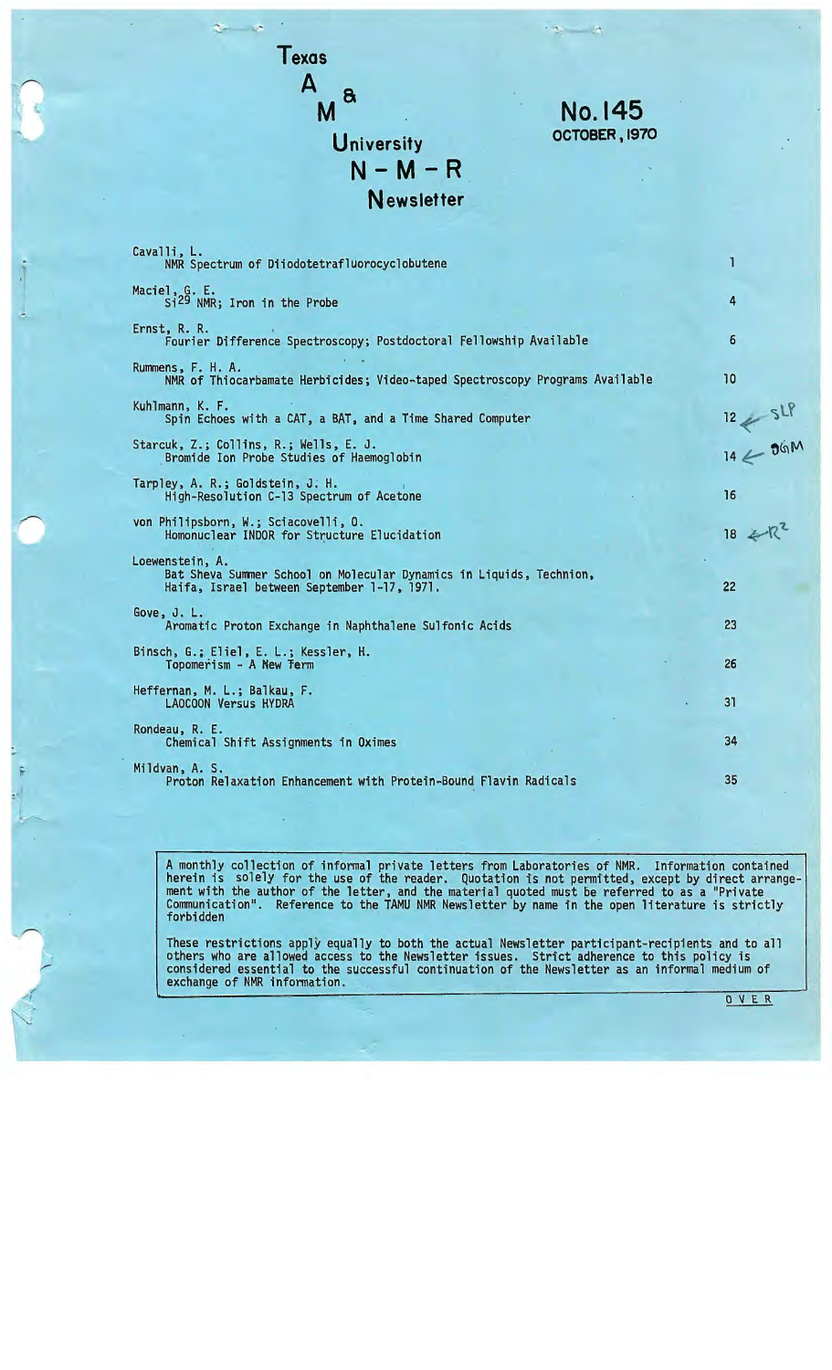# Texas A & M University N-M-R Newsletter

**No. 145**
**OCTOBER, 1970**

| | |
|---|---|
| Cavalli, L.<br>NMR Spectrum of Diiodotetrafluorocyclobutene | 1 |
| Maciel, G. E.<br>$Si^{29}$ NMR; Iron in the Probe | 4 |
| Ernst, R. R.<br>Fourier Difference Spectroscopy; Postdoctoral Fellowship Available | 6 |
| Rummens, F. H. A.<br>NMR of Thiocarbamate Herbicides; Video-taped Spectroscopy Programs Available | 10 |
| Kuhlmann, K. F.<br>Spin Echoes with a CAT, a BAT, and a Time Shared Computer | 12 ← SLP |
| Starcuk, Z.; Collins, R.; Wells, E. J.<br>Bromide Ion Probe Studies of Haemoglobin | 14 ← DGM |
| Tarpley, A. R.; Goldstein, J. H.<br>High-Resolution C-13 Spectrum of Acetone | 16 |
| von Philipsborn, W.; Sciacovelli, O.<br>Homonuclear INDOR for Structure Elucidation | 18 ← $R^2$ |
| Loewenstein, A.<br>Bat Sheva Summer School on Molecular Dynamics in Liquids, Technion, Haifa, Israel between September 1-17, 1971. | 22 |
| Gove, J. L.<br>Aromatic Proton Exchange in Naphthalene Sulfonic Acids | 23 |
| Binsch, G.; Eliel, E. L.; Kessler, H.<br>Topomerism - A New Term | 26 |
| Heffernan, M. L.; Balkau, F.<br>LAOCOON Versus HYDRA | 31 |
| Rondeau, R. E.<br>Chemical Shift Assignments in Oximes | 34 |
| Mildvan, A. S.<br>Proton Relaxation Enhancement with Protein-Bound Flavin Radicals | 35 |

A monthly collection of informal private letters from Laboratories of NMR. Information contained herein is solely for the use of the reader. Quotation is not permitted, except by direct arrangement with the author of the letter, and the material quoted must be referred to as a "Private Communication". Reference to the TAMU NMR Newsletter by name in the open literature is strictly forbidden

These restrictions apply equally to both the actual Newsletter participant-recipients and to all others who are allowed access to the Newsletter issues. Strict adherence to this policy is considered essential to the successful continuation of the Newsletter as an informal medium of exchange of NMR information.

O V E R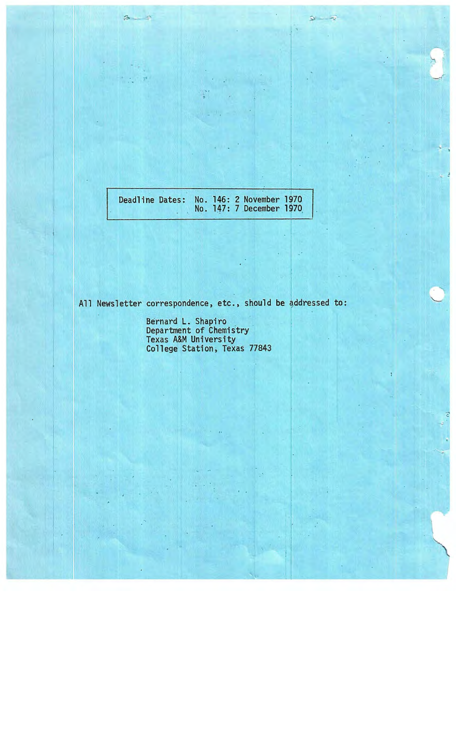Deadline Dates: No. 146: 2 November 1970
No. 147: 7 December 1970

All Newsletter correspondence, etc., should be addressed to:

Bernard L. Shapiro
Department of Chemistry
Texas A&M University
College Station, Texas 77843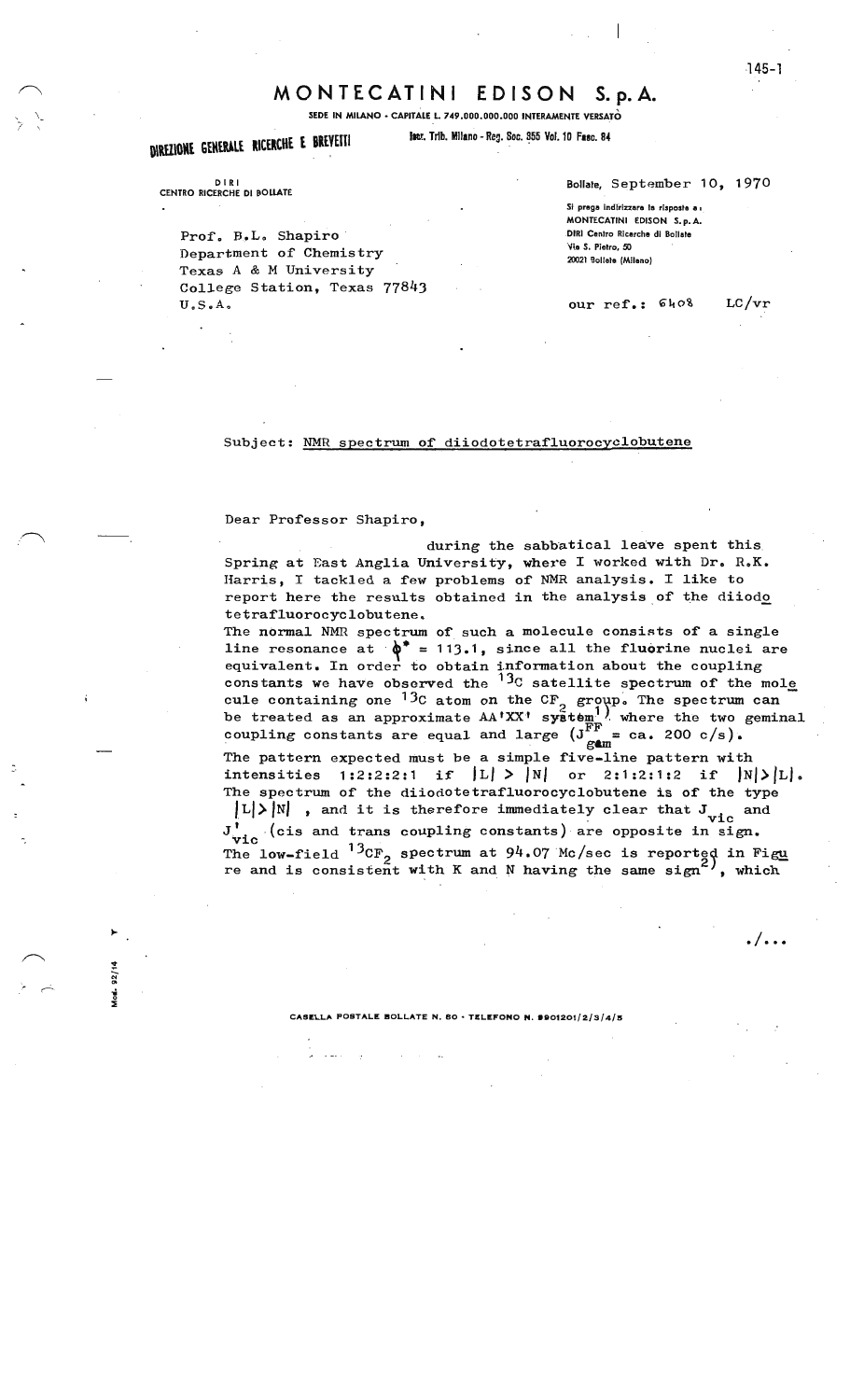# MONTECATINI EDISON S. p. A.

SEDE IN MILANO - CAPITALE L. 749.000.000.000 INTERAMENTE VERSATO

DIREZIONE GENERALE RICERCHE E BREVETTI    Iscr. Trib. Milano - Reg. Soc. 355 Vol. 10 Fasc. 84

DIRI
CENTRO RICERCHE DI BOLLATE

Bollate, September 10, 1970

Si prega indirizzare la risposta a:
MONTECATINI EDISON S.p.A.
DIRI Centro Ricerche di Bollate
Via S. Pietro, 50
20021 Bollate (Milano)

Prof. B.L. Shapiro
Department of Chemistry
Texas A & M University
College Station, Texas 77843
U.S.A.

our ref.: 6408 LC/vr

Subject: NMR spectrum of diiodotetrafluorocyclobutene

Dear Professor Shapiro,

during the sabbatical leave spent this Spring at East Anglia University, where I worked with Dr. R.K. Harris, I tackled a few problems of NMR analysis. I like to report here the results obtained in the analysis of the diiodo tetrafluorocyclobutene.

The normal NMR spectrum of such a molecule consists of a single line resonance at $\phi^* = 113.1$, since all the fluorine nuclei are equivalent. In order to obtain information about the coupling constants we have observed the $^{13}C$ satellite spectrum of the molecule containing one $^{13}C$ atom on the $CF_2$ group. The spectrum can be treated as an approximate AA'XX' system[1] where the two geminal coupling constants are equal and large ($J^{FF}_{gem}$ = ca. 200 c/s).

The pattern expected must be a simple five-line pattern with intensities 1:2:2:2:1 if $|L| > |N|$ or 2:1:2:1:2 if $|N| > |L|$. The spectrum of the diiodotetrafluorocyclobutene is of the type $|L| > |N|$ , and it is therefore immediately clear that $J_{vic}$ and $J'_{vic}$ (cis and trans coupling constants) are opposite in sign.

The low-field $^{13}CF_2$ spectrum at 94.07 Mc/sec is reported in Figure and is consistent with K and N having the same sign[2], which

./...

CASELLA POSTALE BOLLATE N. 80 - TELEFONO N. 9901201/2/3/4/5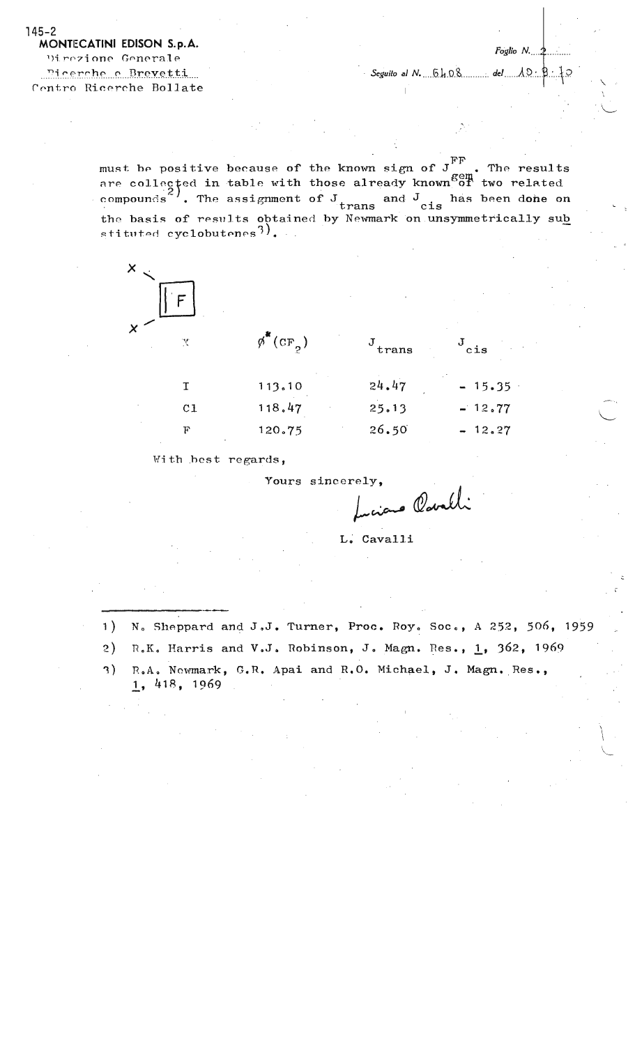145-2
**MONTECATINI EDISON S.p.A.**
Direzione Generale
Ricerche e Brevetti
Centro Ricerche Bollate

*Foglio N.* 2

*Seguito al N.* 6408 *del* 10.8.70

must be positive because of the known sign of $J^{FF}_{gem}$. The results are collected in table with those already known of two related compounds[2]. The assignment of $J_{trans}$ and $J_{cis}$ has been done on the basis of results obtained by Newmark on unsymmetrically substituted cyclobutenes[3].

| X | $\phi^*(CF_2)$ | $J_{trans}$ | $J_{cis}$ |
|---|---|---|---|
| I | 113.10 | 24.47 | − 15.35 |
| Cl | 118.47 | 25.13 | − 12.77 |
| F | 120.75 | 26.50 | − 12.27 |

With best regards,

Yours sincerely,

L. Cavalli

1) N. Sheppard and J.J. Turner, Proc. Roy. Soc., A 252, 506, 1959

2) R.K. Harris and V.J. Robinson, J. Magn. Res., 1, 362, 1969

3) R.A. Newmark, G.R. Apai and R.O. Michael, J. Magn. Res., 1, 418, 1969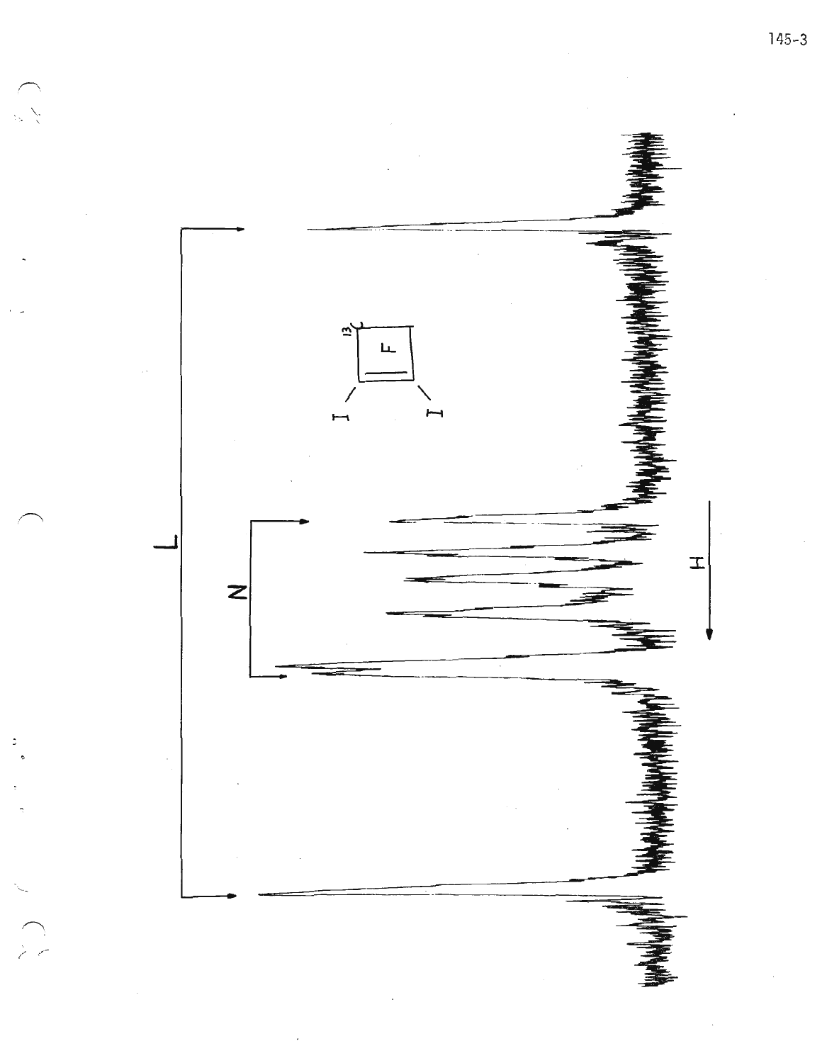L

N

H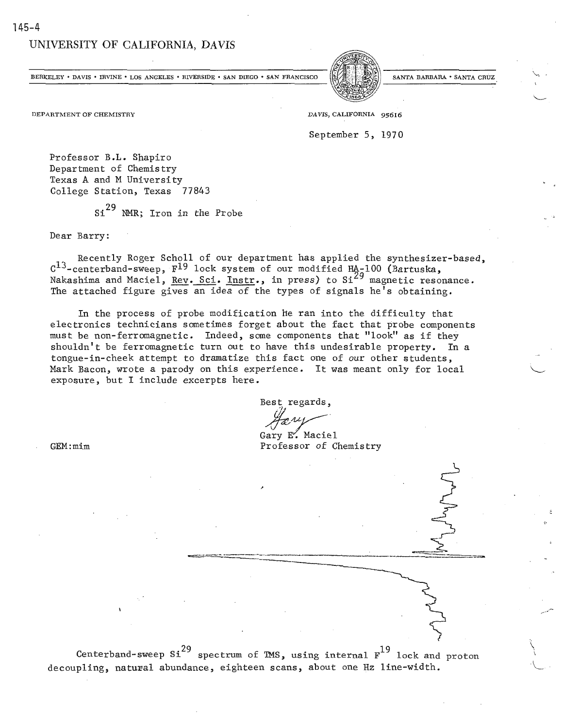UNIVERSITY OF CALIFORNIA, DAVIS

BERKELEY • DAVIS • IRVINE • LOS ANGELES • RIVERSIDE • SAN DIEGO • SAN FRANCISCO — SANTA BARBARA • SANTA CRUZ

DEPARTMENT OF CHEMISTRY — DAVIS, CALIFORNIA 95616

September 5, 1970

Professor B.L. Shapiro
Department of Chemistry
Texas A and M University
College Station, Texas 77843

$Si^{29}$ NMR; Iron in the Probe

Dear Barry:

Recently Roger Scholl of our department has applied the synthesizer-based, $C^{13}$-centerband-sweep, $F^{19}$ lock system of our modified HA-100 (Bartuska, Nakashima and Maciel, Rev. Sci. Instr., in press) to $Si^{29}$ magnetic resonance. The attached figure gives an idea of the types of signals he's obtaining.

In the process of probe modification he ran into the difficulty that electronics technicians sometimes forget about the fact that probe components must be non-ferromagnetic. Indeed, some components that "look" as if they shouldn't be ferromagnetic turn out to have this undesirable property. In a tongue-in-cheek attempt to dramatize this fact one of our other students, Mark Bacon, wrote a parody on this experience. It was meant only for local exposure, but I include excerpts here.

Best regards,

Gary E. Maciel
Professor of Chemistry

GEM:mim

Centerband-sweep $Si^{29}$ spectrum of TMS, using internal $F^{19}$ lock and proton decoupling, natural abundance, eighteen scans, about one Hz line-width.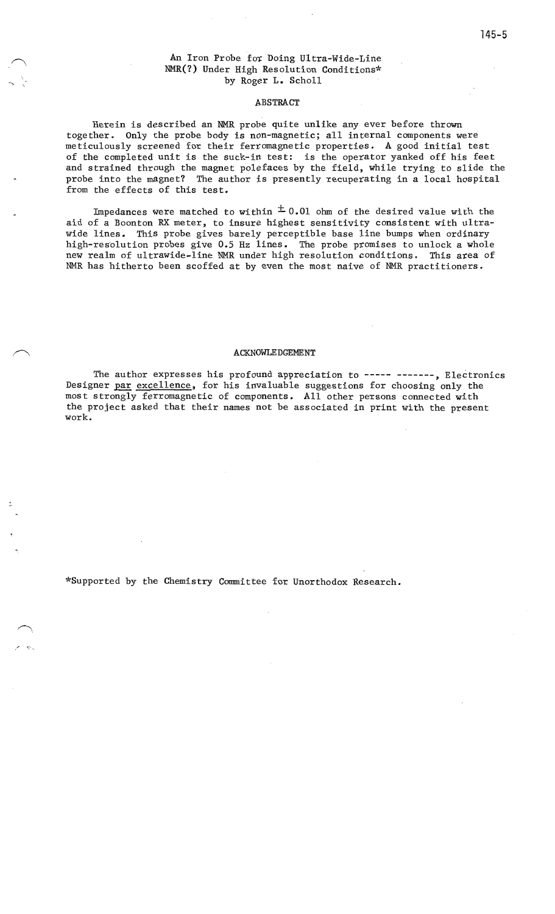# An Iron Probe for Doing Ultra-Wide-Line NMR(?) Under High Resolution Conditions*

by Roger L. Scholl

## ABSTRACT

Herein is described an NMR probe quite unlike any ever before thrown together. Only the probe body is non-magnetic; all internal components were meticulously screened for their ferromagnetic properties. A good initial test of the completed unit is the suck-in test: is the operator yanked off his feet and strained through the magnet polefaces by the field, while trying to slide the probe into the magnet? The author is presently recuperating in a local hospital from the effects of this test.

Impedances were matched to within ± 0.01 ohm of the desired value with the aid of a Boonton RX meter, to insure highest sensitivity consistent with ultra-wide lines. This probe gives barely perceptible base line bumps when ordinary high-resolution probes give 0.5 Hz lines. The probe promises to unlock a whole new realm of ultrawide-line NMR under high resolution conditions. This area of NMR has hitherto been scoffed at by even the most naive of NMR practitioners.

## ACKNOWLEDGEMENT

The author expresses his profound appreciation to ----- -------, Electronics Designer <u>par excellence</u>, for his invaluable suggestions for choosing only the most strongly ferromagnetic of components. All other persons connected with the project asked that their names not be associated in print with the present work.

*Supported by the Chemistry Committee for Unorthodox Research.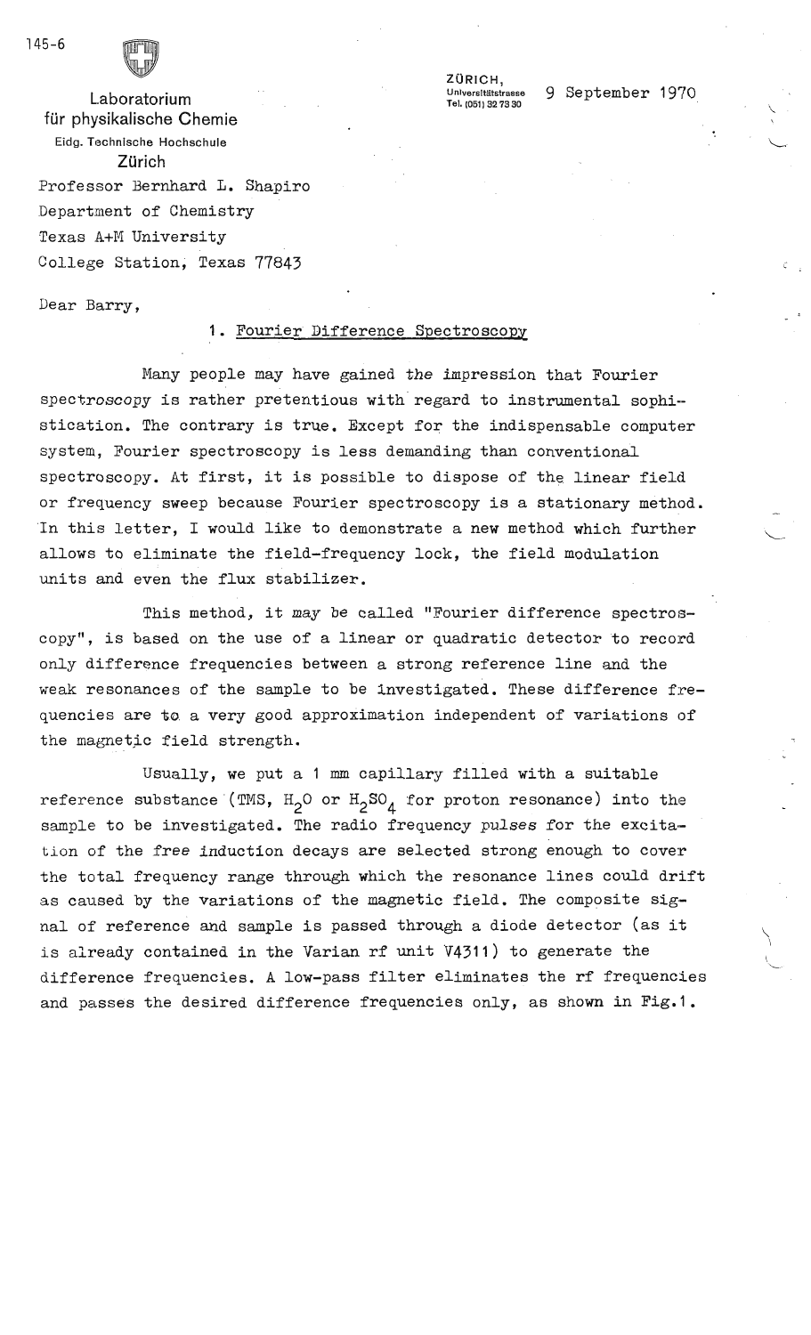145-6

Laboratorium
für physikalische Chemie
Eidg. Technische Hochschule
Zürich

ZÜRICH,
Universitätstrasse
Tel. (051) 32 73 30

9 September 1970

Professor Bernhard L. Shapiro
Department of Chemistry
Texas A+M University
College Station, Texas 77843

Dear Barry,

## 1. Fourier Difference Spectroscopy

Many people may have gained the impression that Fourier spectroscopy is rather pretentious with regard to instrumental sophistication. The contrary is true. Except for the indispensable computer system, Fourier spectroscopy is less demanding than conventional spectroscopy. At first, it is possible to dispose of the linear field or frequency sweep because Fourier spectroscopy is a stationary method. In this letter, I would like to demonstrate a new method which further allows to eliminate the field-frequency lock, the field modulation units and even the flux stabilizer.

This method, it may be called "Fourier difference spectroscopy", is based on the use of a linear or quadratic detector to record only difference frequencies between a strong reference line and the weak resonances of the sample to be investigated. These difference frequencies are to a very good approximation independent of variations of the magnetic field strength.

Usually, we put a 1 mm capillary filled with a suitable reference substance (TMS, $H_2O$ or $H_2SO_4$ for proton resonance) into the sample to be investigated. The radio frequency pulses for the excitation of the free induction decays are selected strong enough to cover the total frequency range through which the resonance lines could drift as caused by the variations of the magnetic field. The composite signal of reference and sample is passed through a diode detector (as it is already contained in the Varian rf unit V4311) to generate the difference frequencies. A low-pass filter eliminates the rf frequencies and passes the desired difference frequencies only, as shown in Fig.1.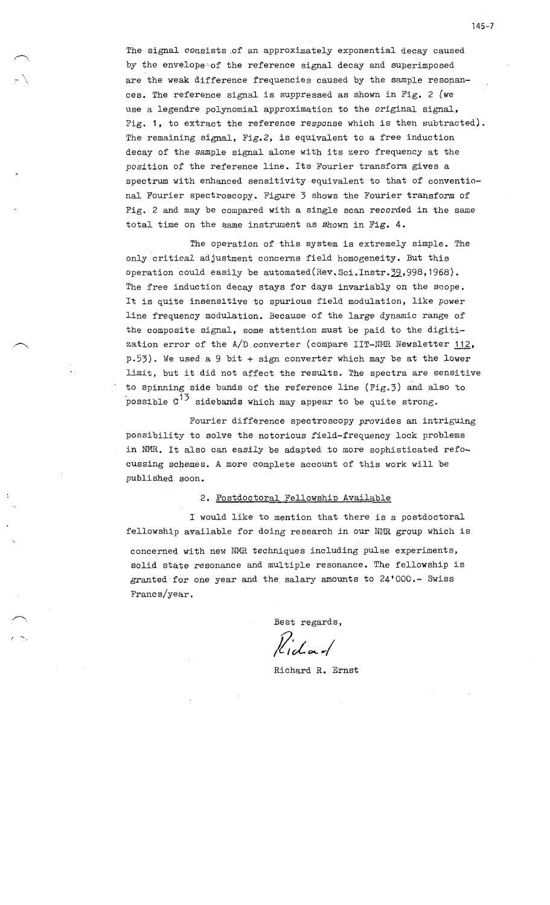The signal consists of an approximately exponential decay caused by the envelope of the reference signal decay and superimposed are the weak difference frequencies caused by the sample resonances. The reference signal is suppressed as shown in Fig. 2 (we use a legendre polynomial approximation to the original signal, Fig. 1, to extract the reference response which is then subtracted). The remaining signal, Fig.2, is equivalent to a free induction decay of the sample signal alone with its zero frequency at the position of the reference line. Its Fourier transform gives a spectrum with enhanced sensitivity equivalent to that of conventional Fourier spectroscopy. Figure 3 shows the Fourier transform of Fig. 2 and may be compared with a single scan recorded in the same total time on the same instrument as shown in Fig. 4.

The operation of this system is extremely simple. The only critical adjustment concerns field homogeneity. But this operation could easily be automated(Rev.Sci.Instr.39,998,1968). The free induction decay stays for days invariably on the scope. It is quite insensitive to spurious field modulation, like power line frequency modulation. Because of the large dynamic range of the composite signal, some attention must be paid to the digitization error of the A/D converter (compare IIT-NMR Newsletter 112, p.53). We used a 9 bit + sign converter which may be at the lower limit, but it did not affect the results. The spectra are sensitive to spinning side bands of the reference line (Fig.3) and also to possible $C^{13}$ sidebands which may appear to be quite strong.

Fourier difference spectroscopy provides an intriguing possibility to solve the notorious field-frequency lock problems in NMR. It also can easily be adapted to more sophisticated refocussing schemes. A more complete account of this work will be published soon.

2. Postdoctoral Fellowship Available

I would like to mention that there is a postdoctoral fellowship available for doing research in our NMR group which is concerned with new NMR techniques including pulse experiments, solid state resonance and multiple resonance. The fellowship is granted for one year and the salary amounts to 24'000.- Swiss Francs/year.

Best regards,

Richard

Richard R. Ernst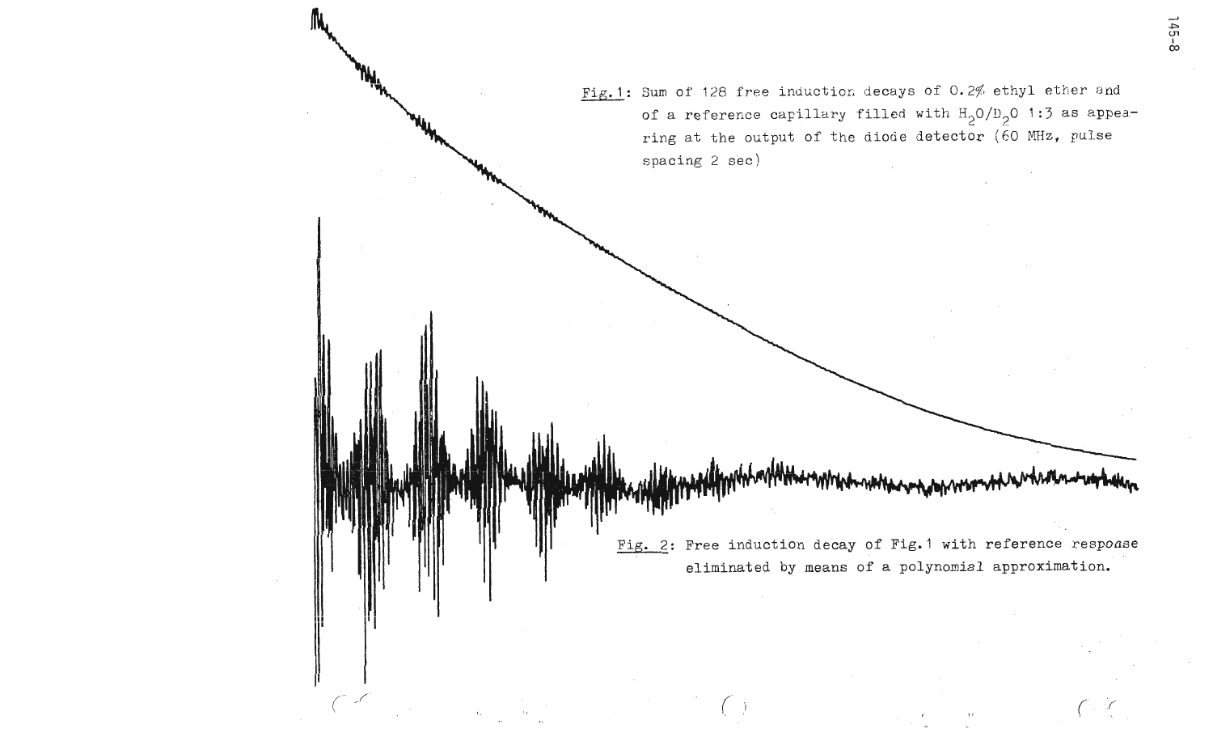Fig. 1: Sum of 128 free induction decays of 0.2% ethyl ether and of a reference capillary filled with $H_2O/D_2O$ 1:3 as appearing at the output of the diode detector (60 MHz, pulse spacing 2 sec)

Fig. 2: Free induction decay of Fig. 1 with reference response eliminated by means of a polynomial approximation.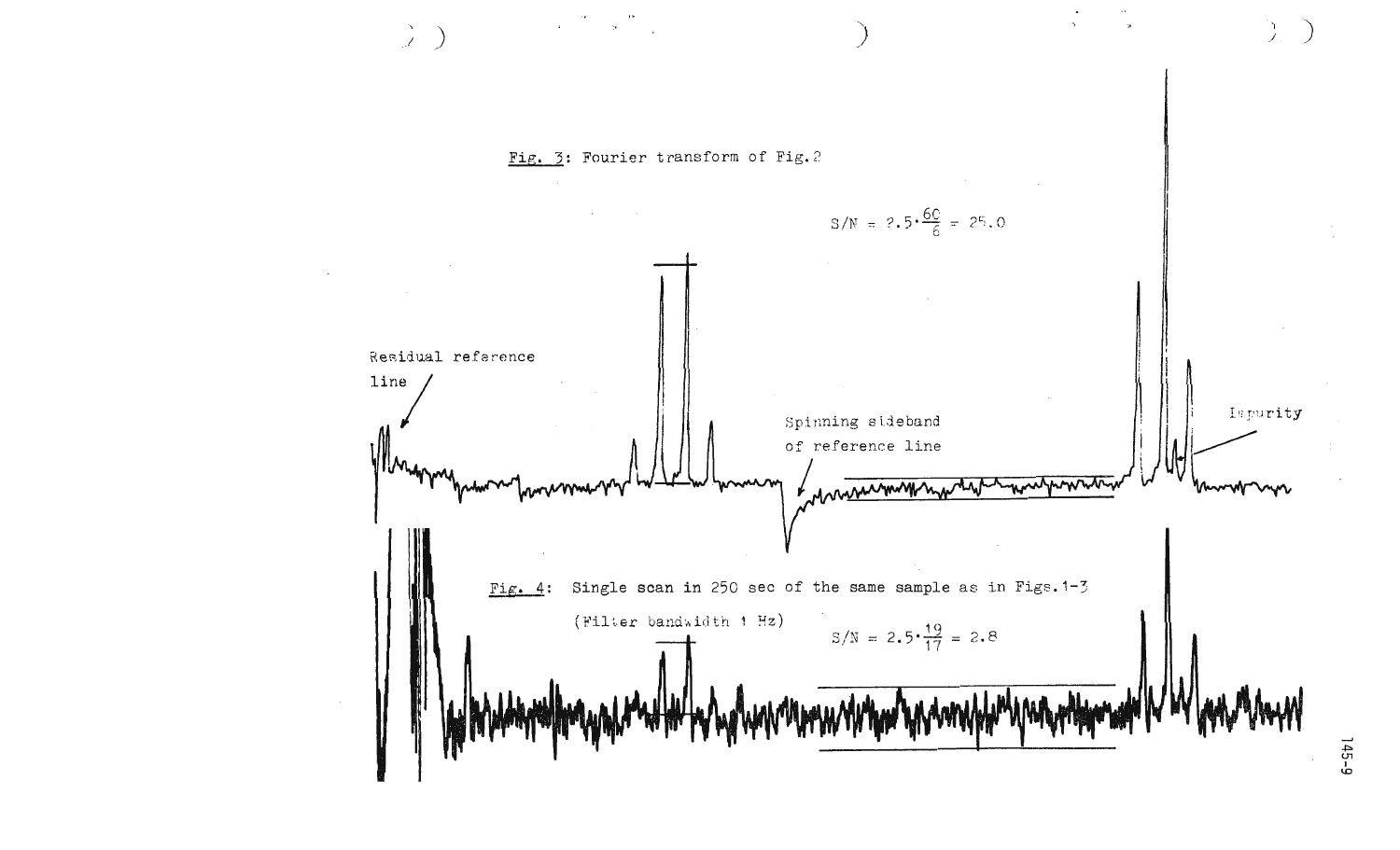Fig. 3: Fourier transform of Fig. 2

$S/N = 2.5 \cdot \frac{60}{6} = 25.0$

Residual reference line

Spinning sideband of reference line

Impurity

Fig. 4: Single scan in 250 sec of the same sample as in Figs. 1-3

(Filter bandwidth 1 Hz)

$S/N = 2.5 \cdot \frac{19}{17} = 2.8$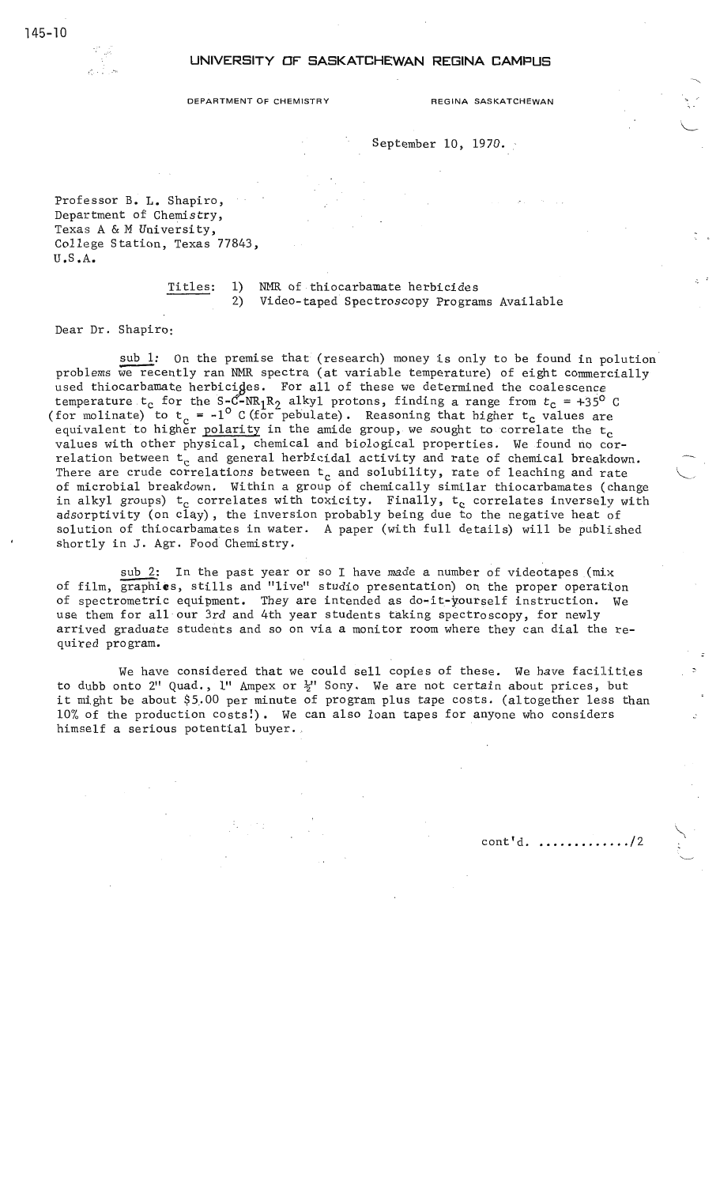145-10

**UNIVERSITY OF SASKATCHEWAN REGINA CAMPUS**

DEPARTMENT OF CHEMISTRY REGINA SASKATCHEWAN

September 10, 1970.

Professor B. L. Shapiro,
Department of Chemistry,
Texas A & M University,
College Station, Texas 77843,
U.S.A.

Titles: 1) NMR of thiocarbamate herbicides
2) Video-taped Spectroscopy Programs Available

Dear Dr. Shapiro:

sub 1: On the premise that (research) money is only to be found in polution problems we recently ran NMR spectra (at variable temperature) of eight commercially used thiocarbamate herbicides. For all of these we determined the coalescence temperature $t_c$ for the S-C-$NR_1R_2$ alkyl protons, finding a range from $t_c$ = +35° C (for molinate) to $t_c$ = -1° C (for pebulate). Reasoning that higher $t_c$ values are equivalent to higher polarity in the amide group, we sought to correlate the $t_c$ values with other physical, chemical and biological properties. We found no correlation between $t_c$ and general herbicidal activity and rate of chemical breakdown. There are crude correlations between $t_c$ and solubility, rate of leaching and rate of microbial breakdown. Within a group of chemically similar thiocarbamates (change in alkyl groups) $t_c$ correlates with toxicity. Finally, $t_c$ correlates inversely with adsorptivity (on clay), the inversion probably being due to the negative heat of solution of thiocarbamates in water. A paper (with full details) will be published shortly in J. Agr. Food Chemistry.

sub 2: In the past year or so I have made a number of videotapes (mix of film, graphics, stills and "live" studio presentation) on the proper operation of spectrometric equipment. They are intended as do-it-yourself instruction. We use them for all our 3rd and 4th year students taking spectroscopy, for newly arrived graduate students and so on via a monitor room where they can dial the required program.

We have considered that we could sell copies of these. We have facilities to dubb onto 2" Quad., 1" Ampex or ½" Sony. We are not certain about prices, but it might be about $5.00 per minute of program plus tape costs. (altogether less than 10% of the production costs!). We can also loan tapes for anyone who considers himself a serious potential buyer.

cont'd. ............./2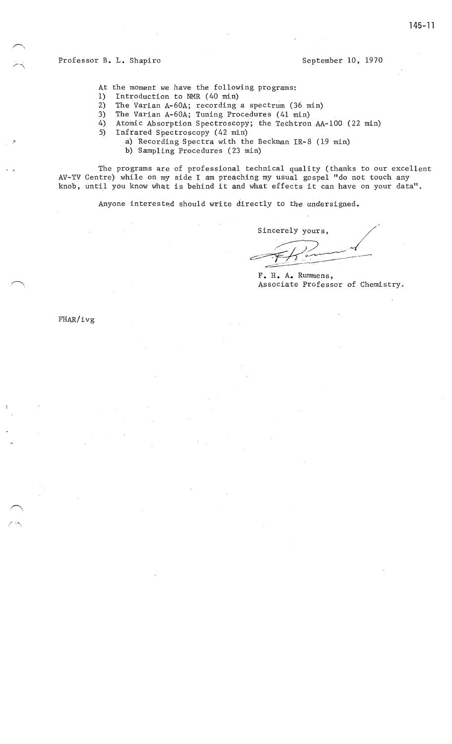Professor B. L. Shapiro

September 10, 1970

At the moment we have the following programs:

1) Introduction to NMR (40 min)
2) The Varian A-60A; recording a spectrum (36 min)
3) The Varian A-60A; Tuning Procedures (41 min)
4) Atomic Absorption Spectroscopy; the Techtron AA-100 (22 min)
5) Infrared Spectroscopy (42 min)
   a) Recording Spectra with the Beckman IR-8 (19 min)
   b) Sampling Procedures (23 min)

The programs are of professional technical quality (thanks to our excellent AV-TV Centre) while on my side I am preaching my usual gospel "do not touch any knob, until you know what is behind it and what effects it can have on your data".

Anyone interested should write directly to the undersigned.

Sincerely yours,

F. H. A. Rummens,
Associate Professor of Chemistry.

FHAR/ivg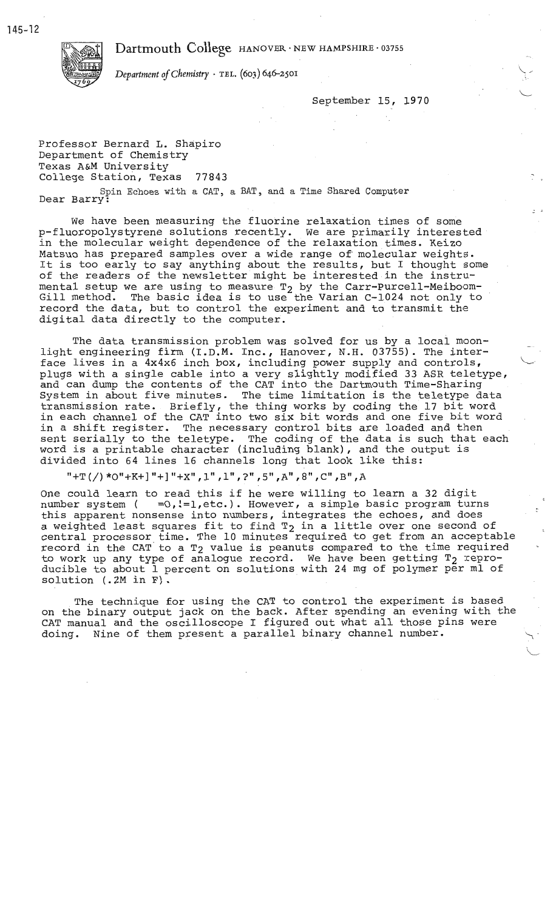145-12

Dartmouth College HANOVER · NEW HAMPSHIRE · 03755

*Department of Chemistry* · TEL. (603) 646-2501

September 15, 1970

Professor Bernard L. Shapiro
Department of Chemistry
Texas A&M University
College Station, Texas 77843

Spin Echoes with a CAT, a BAT, and a Time Shared Computer

Dear Barry:

We have been measuring the fluorine relaxation times of some p-fluoropolystyrene solutions recently. We are primarily interested in the molecular weight dependence of the relaxation times. Keizo Matsuo has prepared samples over a wide range of molecular weights. It is too early to say anything about the results, but I thought some of the readers of the newsletter might be interested in the instrumental setup we are using to measure $T_2$ by the Carr-Purcell-Meiboom-Gill method. The basic idea is to use the Varian C-1024 not only to record the data, but to control the experiment and to transmit the digital data directly to the computer.

The data transmission problem was solved for us by a local moonlight engineering firm (I.D.M. Inc., Hanover, N.H. 03755). The interface lives in a 4x4x6 inch box, including power supply and controls, plugs with a single cable into a very slightly modified 33 ASR teletype, and can dump the contents of the CAT into the Dartmouth Time-Sharing System in about five minutes. The time limitation is the teletype data transmission rate. Briefly, the thing works by coding the 17 bit word in each channel of the CAT into two six bit words and one five bit word in a shift register. The necessary control bits are loaded and then sent serially to the teletype. The coding of the data is such that each word is a printable character (including blank), and the output is divided into 64 lines 16 channels long that look like this:

"+T(/)*O"+K+]"+]"+X",1",1",?",5",A",8",C",B",A

One could learn to read this if he were willing to learn a 32 digit number system ( =0,!=1,etc.). However, a simple basic program turns this apparent nonsense into numbers, integrates the echoes, and does a weighted least squares fit to find $T_2$ in a little over one second of central processor time. The 10 minutes required to get from an acceptable record in the CAT to a $T_2$ value is peanuts compared to the time required to work up any type of analogue record. We have been getting $T_2$ reproducible to about 1 percent on solutions with 24 mg of polymer per ml of solution (.2M in F).

The technique for using the CAT to control the experiment is based on the binary output jack on the back. After spending an evening with the CAT manual and the oscilloscope I figured out what all those pins were doing. Nine of them present a parallel binary channel number.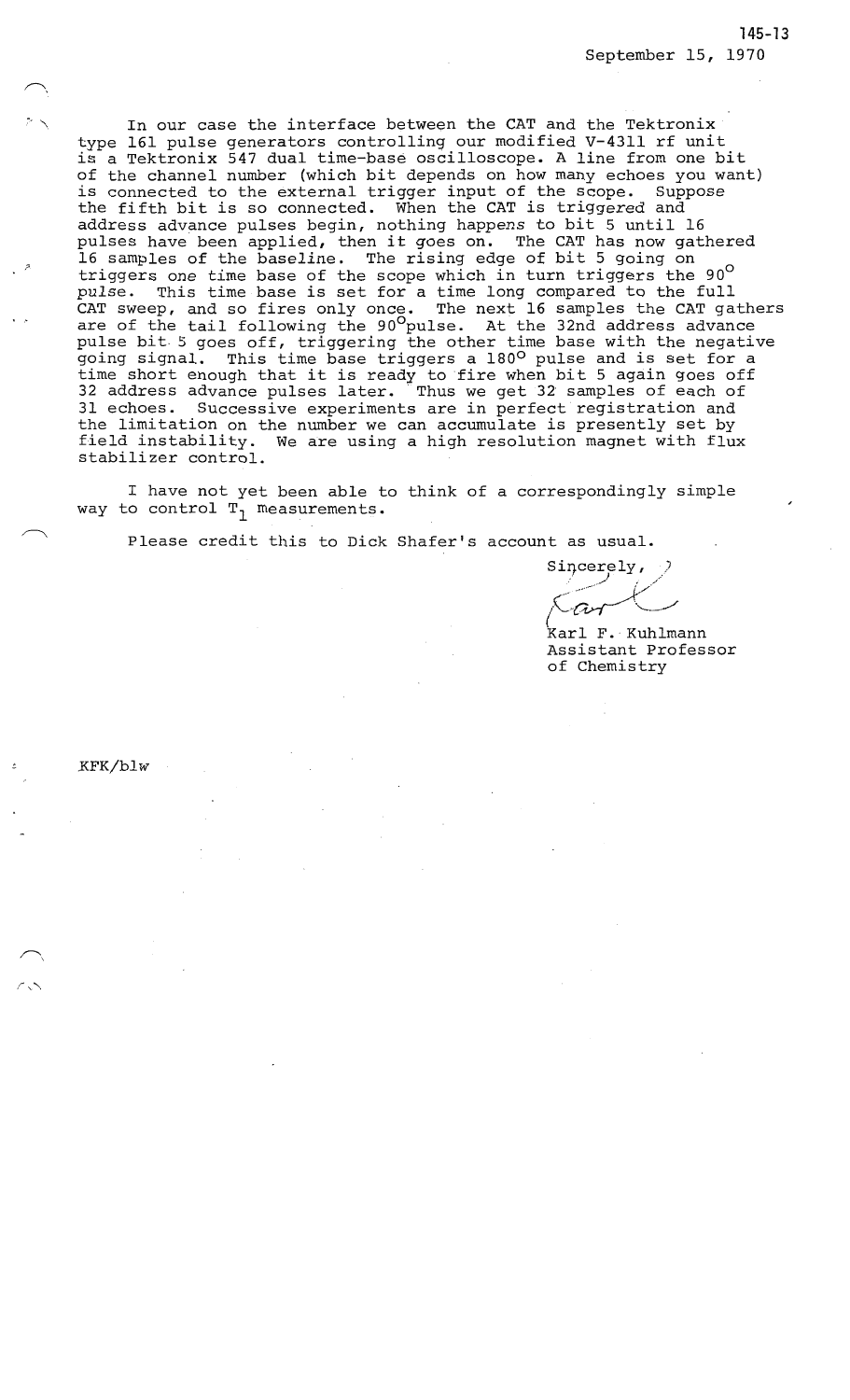145-13
September 15, 1970

In our case the interface between the CAT and the Tektronix type 161 pulse generators controlling our modified V-4311 rf unit is a Tektronix 547 dual time-base oscilloscope. A line from one bit of the channel number (which bit depends on how many echoes you want) is connected to the external trigger input of the scope. Suppose the fifth bit is so connected. When the CAT is triggered and address advance pulses begin, nothing happens to bit 5 until 16 pulses have been applied, then it goes on. The CAT has now gathered 16 samples of the baseline. The rising edge of bit 5 going on triggers one time base of the scope which in turn triggers the 90$^{\circ}$ pulse. This time base is set for a time long compared to the full CAT sweep, and so fires only once. The next 16 samples the CAT gathers are of the tail following the 90$^{\circ}$pulse. At the 32nd address advance pulse bit 5 goes off, triggering the other time base with the negative going signal. This time base triggers a 180$^{\circ}$ pulse and is set for a time short enough that it is ready to fire when bit 5 again goes off 32 address advance pulses later. Thus we get 32 samples of each of 31 echoes. Successive experiments are in perfect registration and the limitation on the number we can accumulate is presently set by field instability. We are using a high resolution magnet with flux stabilizer control.

I have not yet been able to think of a correspondingly simple way to control $T_1$ measurements.

Please credit this to Dick Shafer's account as usual.

Sincerely,

Karl F. Kuhlmann
Assistant Professor
of Chemistry

KFK/blw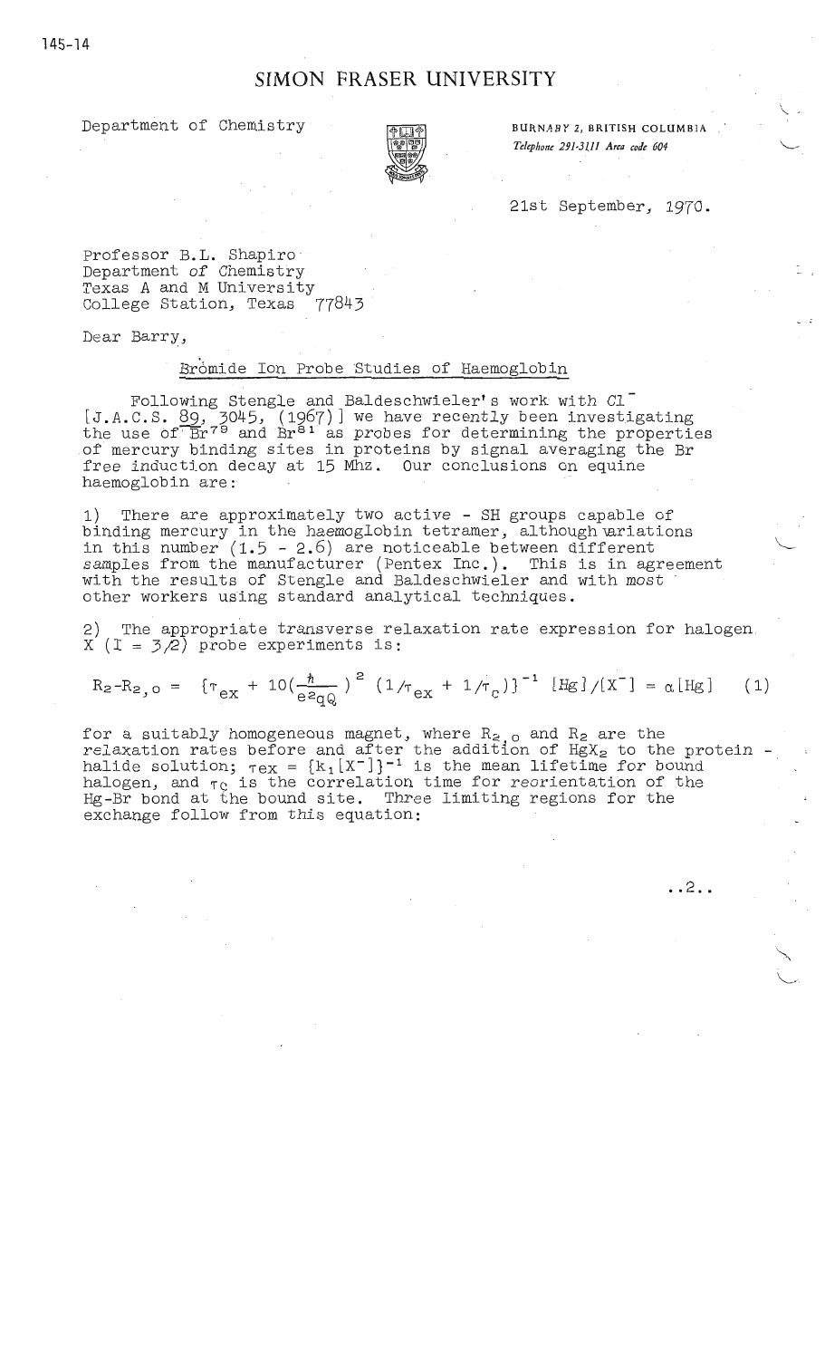# SIMON FRASER UNIVERSITY

Department of Chemistry

BURNABY 2, BRITISH COLUMBIA
*Telephone 291-3111 Area code 604*

21st September, 1970.

Professor B.L. Shapiro
Department of Chemistry
Texas A and M University
College Station, Texas 77843

Dear Barry,

Bromide Ion Probe Studies of Haemoglobin

Following Stengle and Baldeschwieler's work with $Cl^-$ [J.A.C.S. 89, 3045, (1967)] we have recently been investigating the use of $Br^{79}$ and $Br^{81}$ as probes for determining the properties of mercury binding sites in proteins by signal averaging the Br free induction decay at 15 Mhz. Our conclusions on equine haemoglobin are:

1) There are approximately two active - SH groups capable of binding mercury in the haemoglobin tetramer, although variations in this number (1.5 - 2.6) are noticeable between different samples from the manufacturer (Pentex Inc.). This is in agreement with the results of Stengle and Baldeschwieler and with most other workers using standard analytical techniques.

2) The appropriate transverse relaxation rate expression for halogen X (I = 3/2) probe experiments is:

$$R_2 - R_{2,o} = \{\tau_{ex} + 10\left(\frac{\hbar}{e^2qQ}\right)^2 (1/\tau_{ex} + 1/\tau_c)\}^{-1} [Hg]/[X^-] = \alpha[Hg] \quad (1)$$

for a suitably homogeneous magnet, where $R_{2,o}$ and $R_2$ are the relaxation rates before and after the addition of $HgX_2$ to the protein - halide solution; $\tau_{ex} = \{k_1[X^-]\}^{-1}$ is the mean lifetime for bound halogen, and $\tau_c$ is the correlation time for reorientation of the Hg-Br bond at the bound site. Three limiting regions for the exchange follow from this equation:

..2..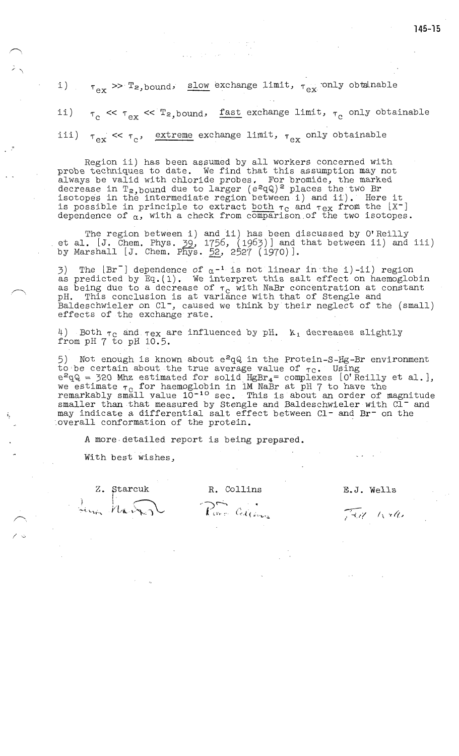i) $\tau_{ex} \gg T_{2,bound}$, slow exchange limit, $\tau_{ex}$ only obtainable

ii) $\tau_c \ll \tau_{ex} \ll T_{2,bound}$, fast exchange limit, $\tau_c$ only obtainable

iii) $\tau_{ex} \ll \tau_c$, extreme exchange limit, $\tau_{ex}$ only obtainable

Region ii) has been assumed by all workers concerned with probe techniques to date. We find that this assumption may not always be valid with chloride probes. For bromide, the marked decrease in $T_{2,bound}$ due to larger $(e^2qQ)^2$ places the two Br isotopes in the intermediate region between i) and ii). Here it is possible in principle to extract both $\tau_c$ and $\tau_{ex}$ from the $[X^-]$ dependence of $\alpha$, with a check from comparison of the two isotopes.

The region between i) and ii) has been discussed by O'Reilly et al. [J. Chem. Phys. 39, 1756, (1963)] and that between ii) and iii) by Marshall [J. Chem. Phys. 52, 2527 (1970)].

3) The $[Br^-]$ dependence of $\alpha^{-1}$ is not linear in the i)-ii) region as predicted by Eq.(1). We interpret this salt effect on haemoglobin as being due to a decrease of $\tau_c$ with NaBr concentration at constant pH. This conclusion is at variance with that of Stengle and Baldeschwieler on $Cl^-$, caused we think by their neglect of the (small) effects of the exchange rate.

4) Both $\tau_c$ and $\tau_{ex}$ are influenced by pH. $K_1$ decreases slightly from pH 7 to pH 10.5.

5) Not enough is known about $e^2qQ$ in the Protein-S-Hg-Br environment to be certain about the true average value of $\tau_c$. Using $e^2qQ$ = 320 Mhz estimated for solid $HgBr_4^=$ complexes [O'Reilly et al.], we estimate $\tau_c$ for haemoglobin in 1M NaBr at pH 7 to have the remarkably small value $10^{-10}$ sec. This is about an order of magnitude smaller than that measured by Stengle and Baldeschwieler with $Cl^-$ and may indicate a differential salt effect between $Cl^-$ and $Br^-$ on the overall conformation of the protein.

A more detailed report is being prepared.

With best wishes,

Z. Starcuk — R. Collins — E.J. Wells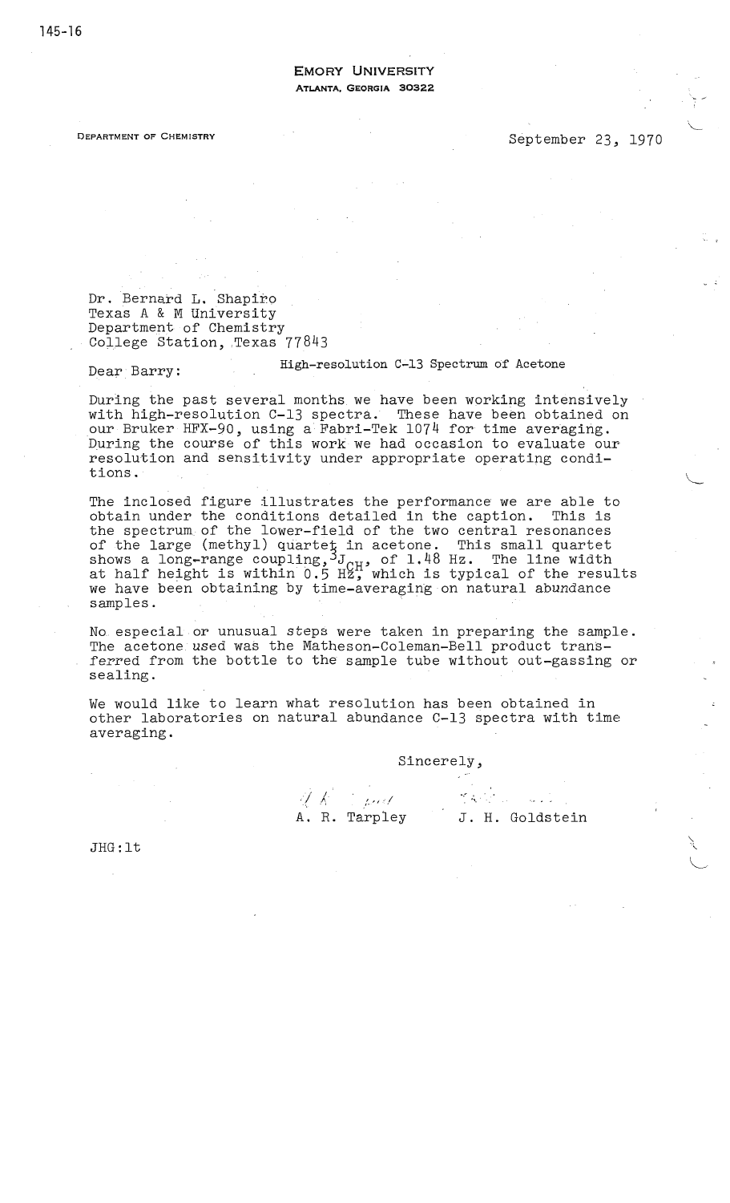**EMORY UNIVERSITY**
**ATLANTA, GEORGIA 30322**

DEPARTMENT OF CHEMISTRY

September 23, 1970

Dr. Bernard L. Shapiro
Texas A & M University
Department of Chemistry
College Station, Texas 77843

Dear Barry:

High-resolution C-13 Spectrum of Acetone

During the past several months we have been working intensively with high-resolution C-13 spectra. These have been obtained on our Bruker HFX-90, using a Fabri-Tek 1074 for time averaging. During the course of this work we had occasion to evaluate our resolution and sensitivity under appropriate operating conditions.

The inclosed figure illustrates the performance we are able to obtain under the conditions detailed in the caption. This is the spectrum of the lower-field of the two central resonances of the large (methyl) quartet in acetone. This small quartet shows a long-range coupling, $^3J_{CH}$, of 1.48 Hz. The line width at half height is within 0.5 Hz, which is typical of the results we have been obtaining by time-averaging on natural abundance samples.

No especial or unusual steps were taken in preparing the sample. The acetone used was the Matheson-Coleman-Bell product transferred from the bottle to the sample tube without out-gassing or sealing.

We would like to learn what resolution has been obtained in other laboratories on natural abundance C-13 spectra with time averaging.

Sincerely,

A. R. Tarpley J. H. Goldstein

JHG:lt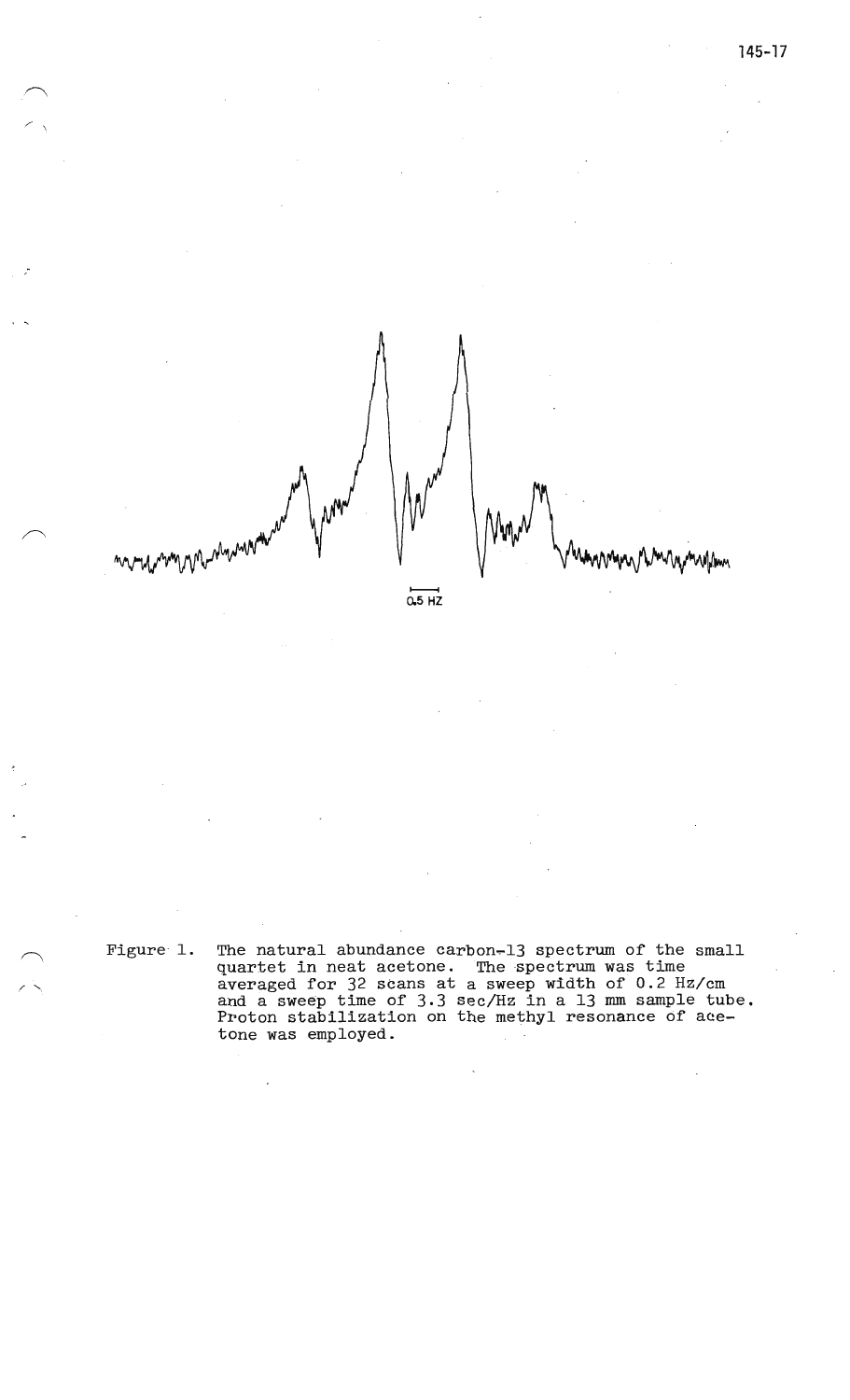0.5 HZ

Figure 1. The natural abundance carbon-13 spectrum of the small quartet in neat acetone. The spectrum was time averaged for 32 scans at a sweep width of 0.2 Hz/cm and a sweep time of 3.3 sec/Hz in a 13 mm sample tube. Proton stabilization on the methyl resonance of acetone was employed.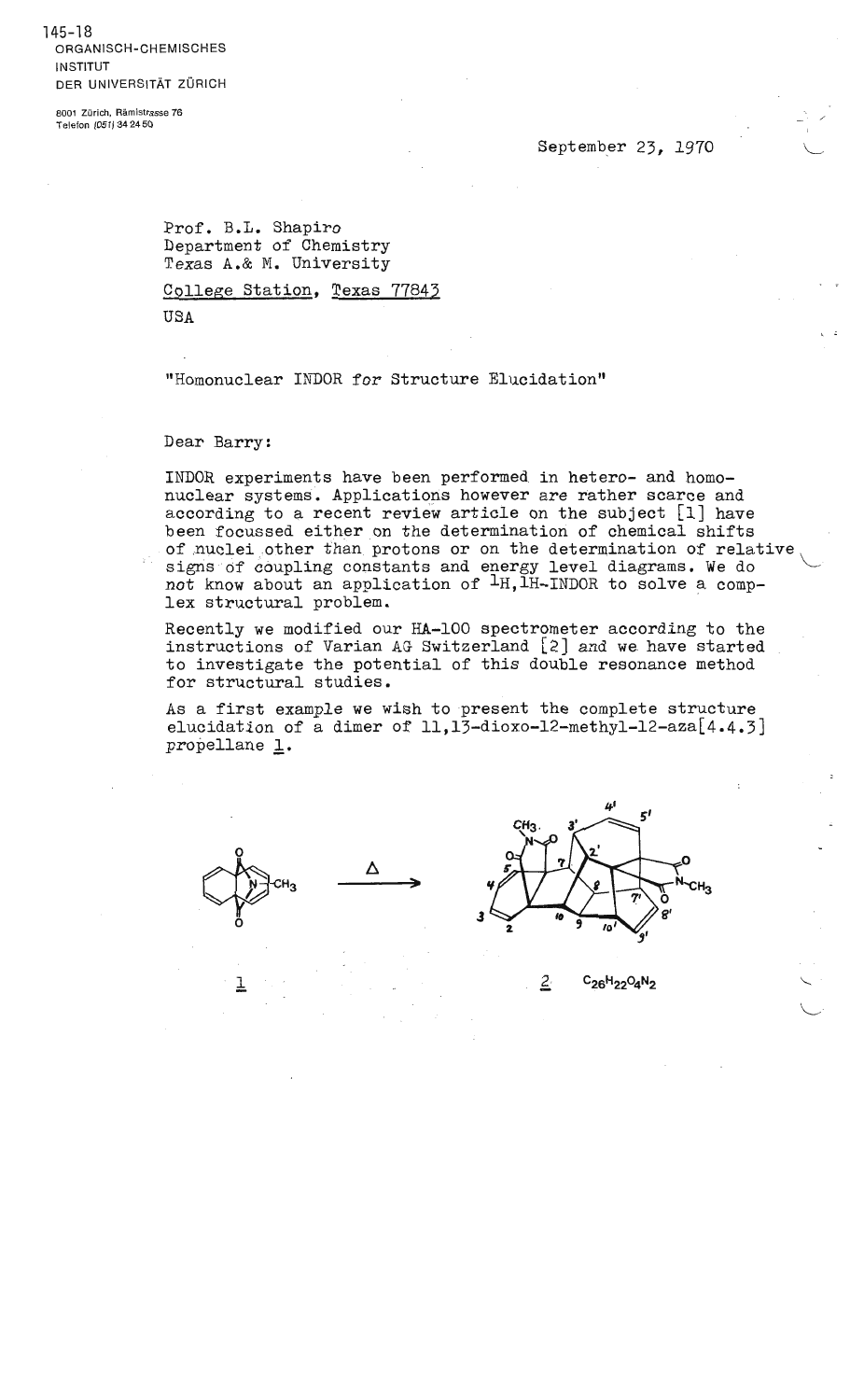145-18

ORGANISCH-CHEMISCHES
INSTITUT
DER UNIVERSITÄT ZÜRICH

8001 Zürich, Rämistrasse 76
Telefon (051) 34 24 50

September 23, 1970

Prof. B.L. Shapiro
Department of Chemistry
Texas A.& M. University
College Station, Texas 77843
USA

"Homonuclear INDOR for Structure Elucidation"

Dear Barry:

INDOR experiments have been performed in hetero- and homonuclear systems. Applications however are rather scarce and according to a recent review article on the subject [1] have been focussed either on the determination of chemical shifts of nuclei other than protons or on the determination of relative signs of coupling constants and energy level diagrams. We do not know about an application of $^{1}H,^{1}H$-INDOR to solve a complex structural problem.

Recently we modified our HA-100 spectrometer according to the instructions of Varian AG Switzerland [2] and we have started to investigate the potential of this double resonance method for structural studies.

As a first example we wish to present the complete structure elucidation of a dimer of 11,13-dioxo-12-methyl-12-aza[4.4.3] propellane 1.

1 $\xrightarrow{\Delta}$ 2 $C_{26}H_{22}O_4N_2$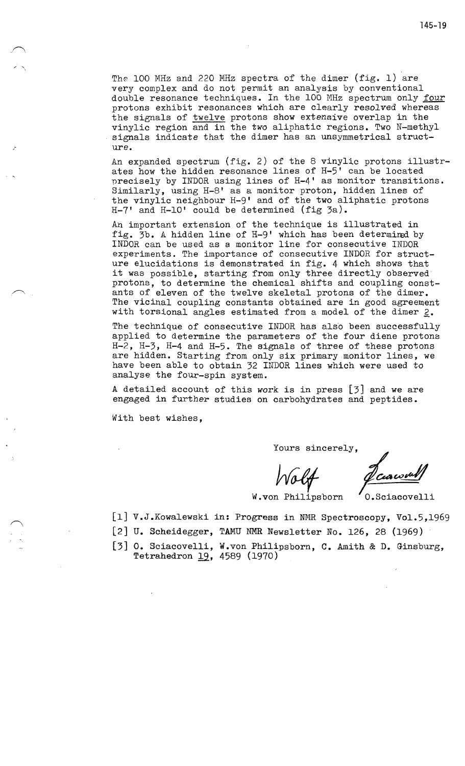The 100 MHz and 220 MHz spectra of the dimer (fig. 1) are very complex and do not permit an analysis by conventional double resonance techniques. In the 100 MHz spectrum only <u>four</u> protons exhibit resonances which are clearly resolved whereas the signals of <u>twelve</u> protons show extensive overlap in the vinylic region and in the two aliphatic regions. Two N-methyl signals indicate that the dimer has an unsymmetrical structure.

An expanded spectrum (fig. 2) of the 8 vinylic protons illustrates how the hidden resonance lines of H-5' can be located precisely by INDOR using lines of H-4' as monitor transitions. Similarly, using H-8' as a monitor proton, hidden lines of the vinylic neighbour H-9' and of the two aliphatic protons H-7' and H-10' could be determined (fig 3a).

An important extension of the technique is illustrated in fig. 3b. A hidden line of H-9' which has been determined by INDOR can be used as a monitor line for consecutive INDOR experiments. The importance of consecutive INDOR for structure elucidations is demonstrated in fig. 4 which shows that it was possible, starting from only three directly observed protons, to determine the chemical shifts and coupling constants of eleven of the twelve skeletal protons of the dimer. The vicinal coupling constants obtained are in good agreement with torsional angles estimated from a model of the dimer <u>2</u>.

The technique of consecutive INDOR has also been successfully applied to determine the parameters of the four diene protons H-2, H-3, H-4 and H-5. The signals of three of these protons are hidden. Starting from only six primary monitor lines, we have been able to obtain 32 INDOR lines which were used to analyse the four-spin system.

A detailed account of this work is in press [3] and we are engaged in further studies on carbohydrates and peptides.

With best wishes,

Yours sincerely,

W.von Philipsborn      O.Sciacovelli

[1] V.J.Kowalewski in: Progress in NMR Spectroscopy, Vol.5,1969

[2] U. Scheidegger, TAMU NMR Newsletter No. 126, 28 (1969)

[3] O. Sciacovelli, W.von Philipsborn, C. Amith & D. Ginsburg, Tetrahedron <u>19</u>, 4589 (1970)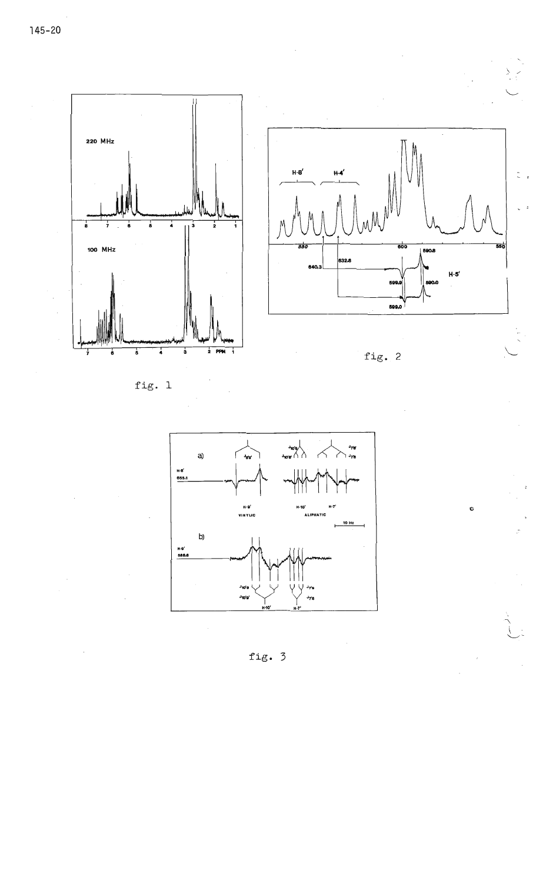fig. 1

fig. 2

fig. 3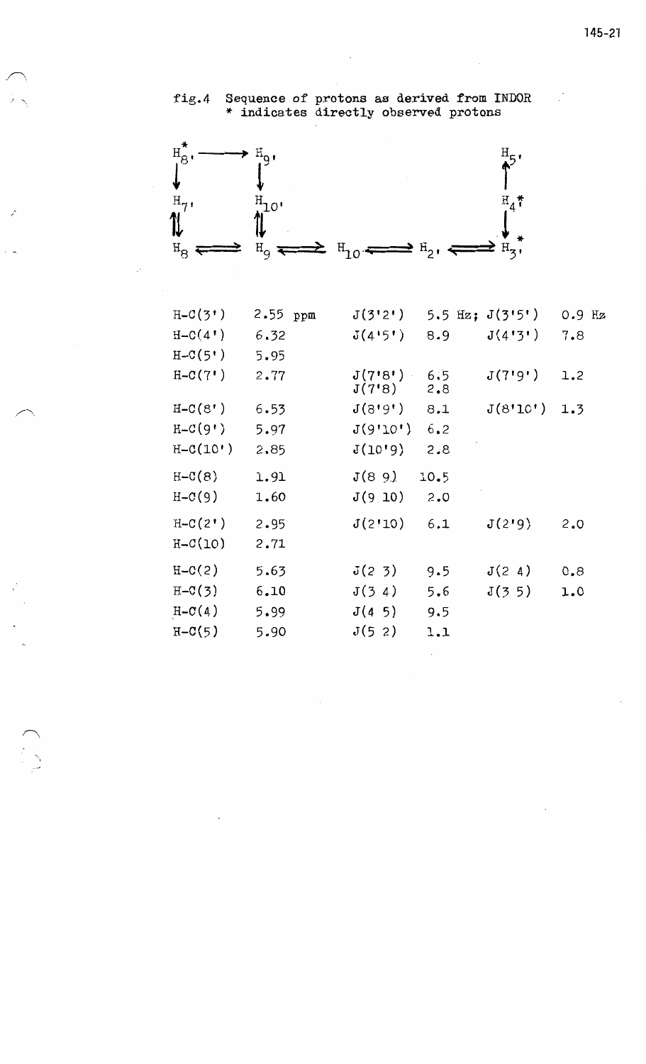fig.4 Sequence of protons as derived from INDOR
\* indicates directly observed protons

$$
\begin{array}{ccccccccc}
H_{8'}^{*} & \longrightarrow & H_{9'} & & & & & & H_{5'} \\
\downarrow & & \downarrow & & & & & & \uparrow \\
H_{7'} & & H_{10'} & & & & & & H_{4'}^{*} \\
\updownarrow & & \updownarrow & & & & & & \downarrow \\
H_{8} & \rightleftharpoons & H_{9} & \rightleftharpoons & H_{10} & \rightleftharpoons & H_{2'} & \rightleftharpoons & H_{3'}^{*}
\end{array}
$$

| | | | | | |
|---|---|---|---|---|---|
| H-C(3') | 2.55 ppm | J(3'2') | 5.5 Hz; | J(3'5') | 0.9 Hz |
| H-C(4') | 6.32 | J(4'5') | 8.9 | J(4'3') | 7.8 |
| H-C(5') | 5.95 | | | | |
| H-C(7') | 2.77 | J(7'8')<br>J(7'8) | 6.5<br>2.8 | J(7'9') | 1.2 |
| H-C(8') | 6.53 | J(8'9') | 8.1 | J(8'10') | 1.3 |
| H-C(9') | 5.97 | J(9'10') | 6.2 | | |
| H-C(10') | 2.85 | J(10'9) | 2.8 | | |
| H-C(8) | 1.91 | J(8 9) | 10.5 | | |
| H-C(9) | 1.60 | J(9 10) | 2.0 | | |
| H-C(2') | 2.95 | J(2'10) | 6.1 | J(2'9) | 2.0 |
| H-C(10) | 2.71 | | | | |
| H-C(2) | 5.63 | J(2 3) | 9.5 | J(2 4) | 0.8 |
| H-C(3) | 6.10 | J(3 4) | 5.6 | J(3 5) | 1.0 |
| H-C(4) | 5.99 | J(4 5) | 9.5 | | |
| H-C(5) | 5.90 | J(5 2) | 1.1 | | |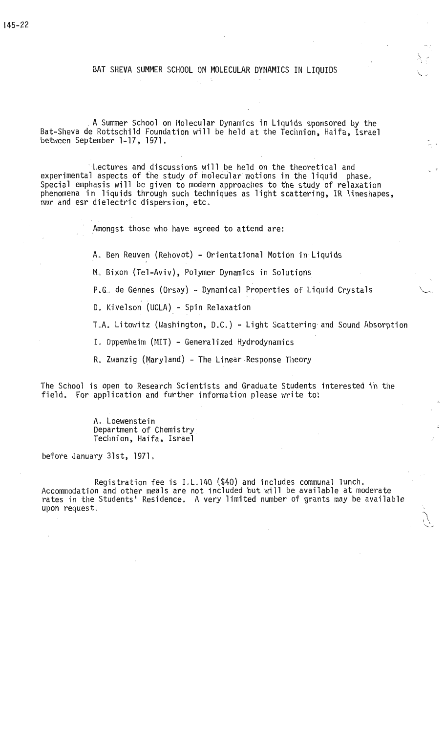# BAT SHEVA SUMMER SCHOOL ON MOLECULAR DYNAMICS IN LIQUIDS

A Summer School on Molecular Dynamics in Liquids sponsored by the Bat-Sheva de Rottschild Foundation will be held at the Technion, Haifa, Israel between September 1-17, 1971.

Lectures and discussions will be held on the theoretical and experimental aspects of the study of molecular motions in the liquid phase. Special emphasis will be given to modern approaches to the study of relaxation phenomena in liquids through such techniques as light scattering, IR lineshapes, nmr and esr dielectric dispersion, etc.

Amongst those who have agreed to attend are:

A. Ben Reuven (Rehovot) - Orientational Motion in Liquids

M. Bixon (Tel-Aviv), Polymer Dynamics in Solutions

P.G. de Gennes (Orsay) - Dynamical Properties of Liquid Crystals

D. Kivelson (UCLA) - Spin Relaxation

T.A. Litowitz (Washington, D.C.) - Light Scattering and Sound Absorption

I. Oppenheim (MIT) - Generalized Hydrodynamics

R. Zwanzig (Maryland) - The Linear Response Theory

The School is open to Research Scientists and Graduate Students interested in the field. For application and further information please write to:

A. Loewenstein
Department of Chemistry
Technion, Haifa, Israel

before January 31st, 1971.

Registration fee is I.L.140 ($40) and includes communal lunch. Accommodation and other meals are not included but will be available at moderate rates in the Students' Residence. A very limited number of grants may be available upon request.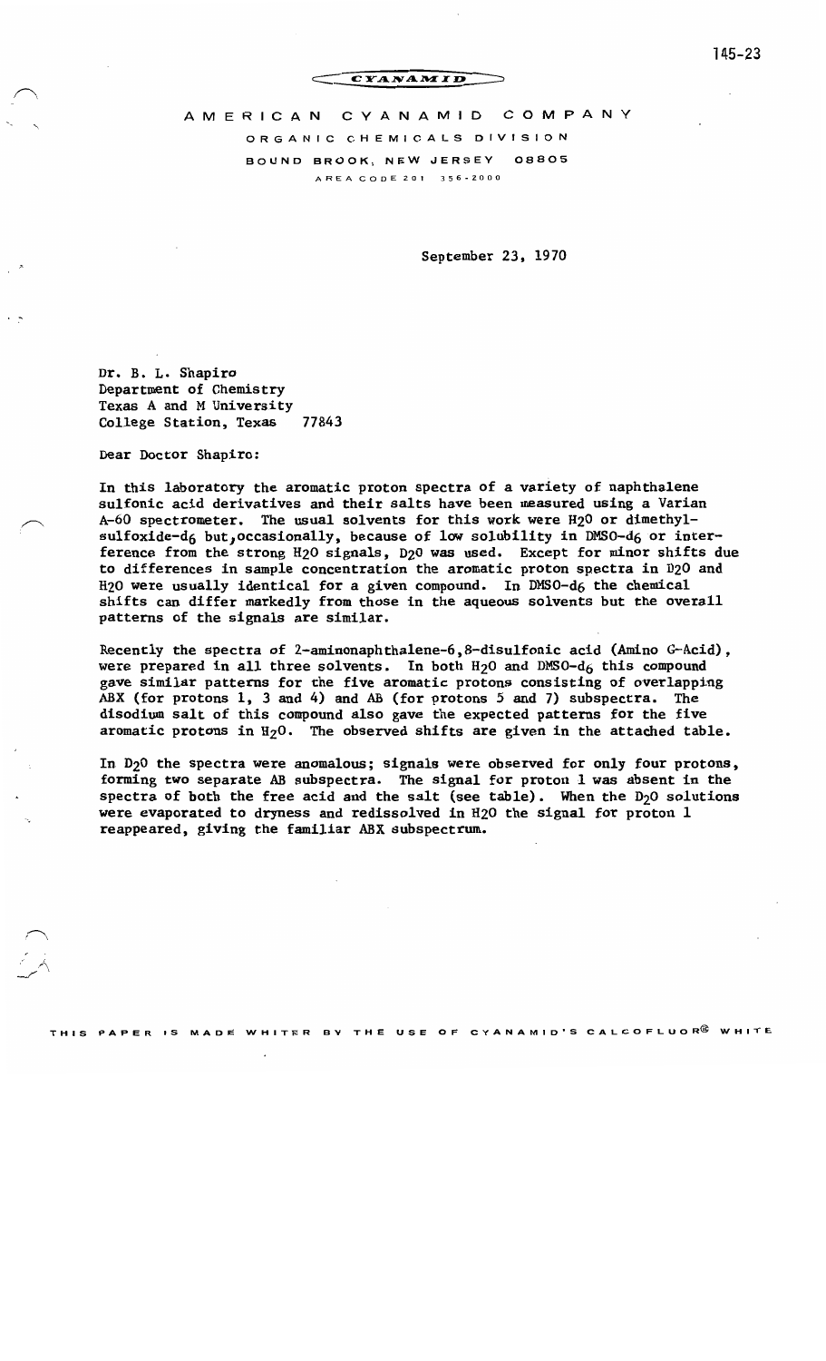CYANAMID

AMERICAN CYANAMID COMPANY

ORGANIC CHEMICALS DIVISION

BOUND BROOK, NEW JERSEY 08805

AREA CODE 201 356-2000

September 23, 1970

Dr. B. L. Shapiro
Department of Chemistry
Texas A and M University
College Station, Texas 77843

Dear Doctor Shapiro:

In this laboratory the aromatic proton spectra of a variety of naphthalene sulfonic acid derivatives and their salts have been measured using a Varian A-60 spectrometer. The usual solvents for this work were $H_2O$ or dimethylsulfoxide-$d_6$ but, occasionally, because of low solubility in DMSO-$d_6$ or interference from the strong $H_2O$ signals, $D_2O$ was used. Except for minor shifts due to differences in sample concentration the aromatic proton spectra in $D_2O$ and $H_2O$ were usually identical for a given compound. In DMSO-$d_6$ the chemical shifts can differ markedly from those in the aqueous solvents but the overall patterns of the signals are similar.

Recently the spectra of 2-aminonaphthalene-6,8-disulfonic acid (Amino G-Acid), were prepared in all three solvents. In both $H_2O$ and DMSO-$d_6$ this compound gave similar patterns for the five aromatic protons consisting of overlapping ABX (for protons 1, 3 and 4) and AB (for protons 5 and 7) subspectra. The disodium salt of this compound also gave the expected patterns for the five aromatic protons in $H_2O$. The observed shifts are given in the attached table.

In $D_2O$ the spectra were anomalous; signals were observed for only four protons, forming two separate AB subspectra. The signal for proton 1 was absent in the spectra of both the free acid and the salt (see table). When the $D_2O$ solutions were evaporated to dryness and redissolved in $H_2O$ the signal for proton 1 reappeared, giving the familiar ABX subspectrum.

THIS PAPER IS MADE WHITER BY THE USE OF CYANAMID'S CALCOFLUOR® WHITE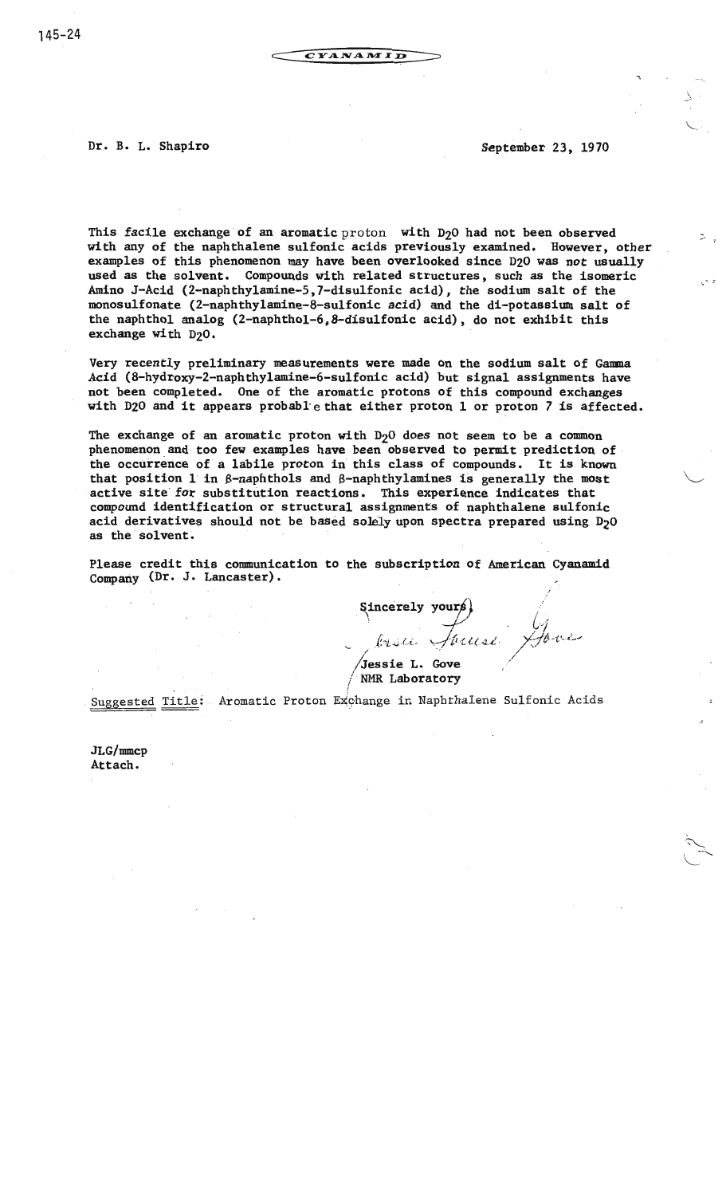CYANAMID

Dr. B. L. Shapiro

September 23, 1970

This facile exchange of an aromatic proton with $D_2O$ had not been observed with any of the naphthalene sulfonic acids previously examined. However, other examples of this phenomenon may have been overlooked since $D_2O$ was not usually used as the solvent. Compounds with related structures, such as the isomeric Amino J-Acid (2-naphthylamine-5,7-disulfonic acid), the sodium salt of the monosulfonate (2-naphthylamine-8-sulfonic acid) and the di-potassium salt of the naphthol analog (2-naphthol-6,8-disulfonic acid), do not exhibit this exchange with $D_2O$.

Very recently preliminary measurements were made on the sodium salt of Gamma Acid (8-hydroxy-2-naphthylamine-6-sulfonic acid) but signal assignments have not been completed. One of the aromatic protons of this compound exchanges with $D_2O$ and it appears probable that either proton 1 or proton 7 is affected.

The exchange of an aromatic proton with $D_2O$ does not seem to be a common phenomenon and too few examples have been observed to permit prediction of the occurrence of a labile proton in this class of compounds. It is known that position 1 in β-naphthols and β-naphthylamines is generally the most active site for substitution reactions. This experience indicates that compound identification or structural assignments of naphthalene sulfonic acid derivatives should not be based solely upon spectra prepared using $D_2O$ as the solvent.

Please credit this communication to the subscription of American Cyanamid Company (Dr. J. Lancaster).

Sincerely yours,

Jessie L. Gove

Jessie L. Gove
NMR Laboratory

Suggested Title: Aromatic Proton Exchange in Naphthalene Sulfonic Acids

JLG/mmcp
Attach.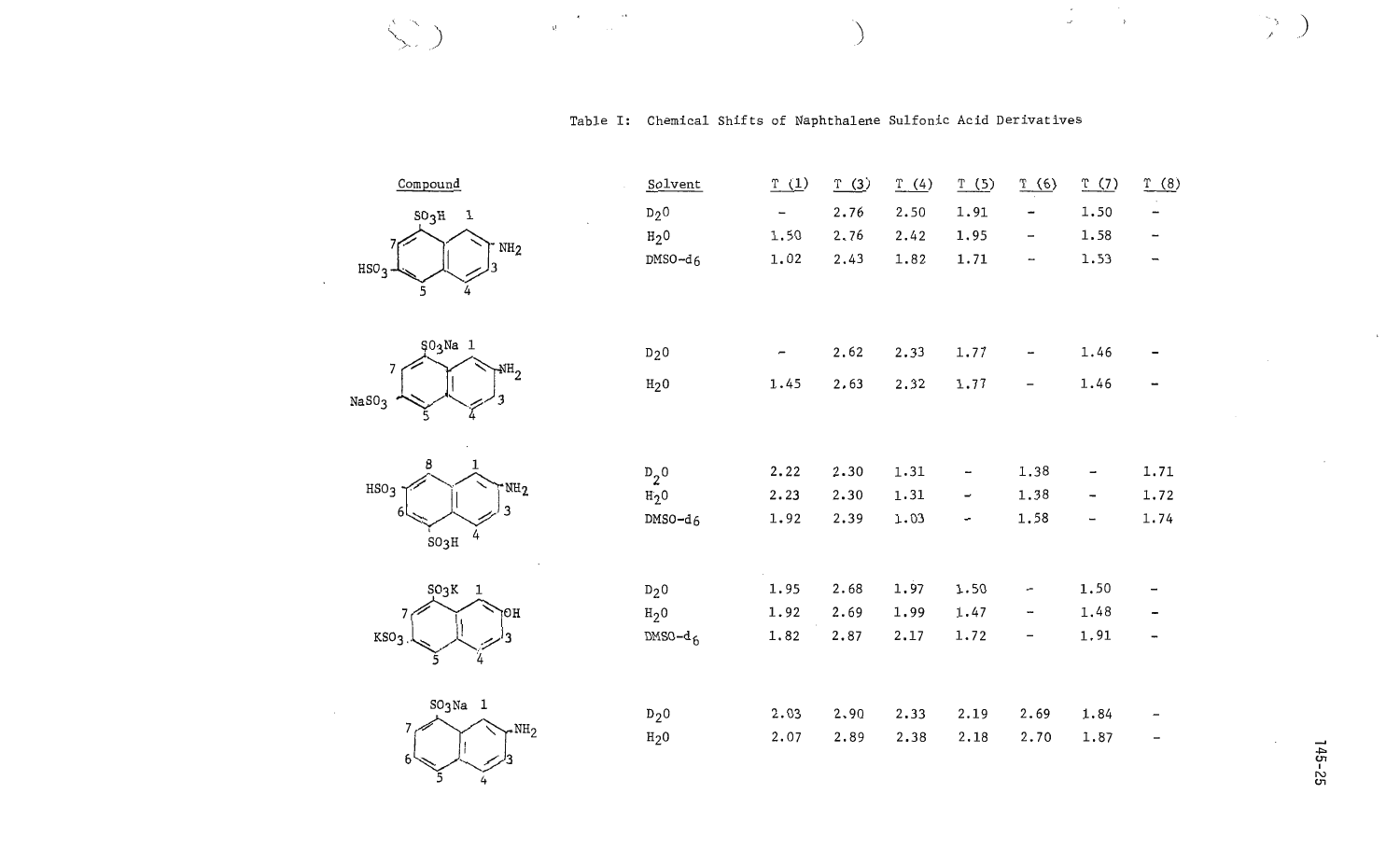Table I: Chemical Shifts of Naphthalene Sulfonic Acid Derivatives

| Compound | Solvent | T (1) | T (3) | T (4) | T (5) | T (6) | T (7) | T (8) |
|---|---|---|---|---|---|---|---|---|
| 1,6-disulfonic acid (SO₃H at 1, HSO₃ at 6), NH₂ at 2 | $D_2O$ | – | 2.76 | 2.50 | 1.91 | – | 1.50 | – |
| | $H_2O$ | 1.50 | 2.76 | 2.42 | 1.95 | – | 1.58 | – |
| | DMSO-$d_6$ | 1.02 | 2.43 | 1.82 | 1.71 | – | 1.53 | – |
| 1,6-disulfonate (SO₃Na at 1, NaSO₃ at 6), NH₂ at 2 | $D_2O$ | – | 2.62 | 2.33 | 1.77 | – | 1.46 | – |
| | $H_2O$ | 1.45 | 2.63 | 2.32 | 1.77 | – | 1.46 | – |
| HSO₃ at 7, SO₃H at 5, NH₂ at 2 | $D_2O$ | 2.22 | 2.30 | 1.31 | – | 1.38 | – | 1.71 |
| | $H_2O$ | 2.23 | 2.30 | 1.31 | – | 1.38 | – | 1.72 |
| | DMSO-$d_6$ | 1.92 | 2.39 | 1.03 | – | 1.58 | – | 1.74 |
| SO₃K at 1, KSO₃ at 6, OH at 2 | $D_2O$ | 1.95 | 2.68 | 1.97 | 1.50 | – | 1.50 | – |
| | $H_2O$ | 1.92 | 2.69 | 1.99 | 1.47 | – | 1.48 | – |
| | DMSO-$d_6$ | 1.82 | 2.87 | 2.17 | 1.72 | – | 1.91 | – |
| SO₃Na at 8, NH₂ at 2 | $D_2O$ | 2.03 | 2.90 | 2.33 | 2.19 | 2.69 | 1.84 | – |
| | $H_2O$ | 2.07 | 2.89 | 2.38 | 2.18 | 2.70 | 1.87 | – |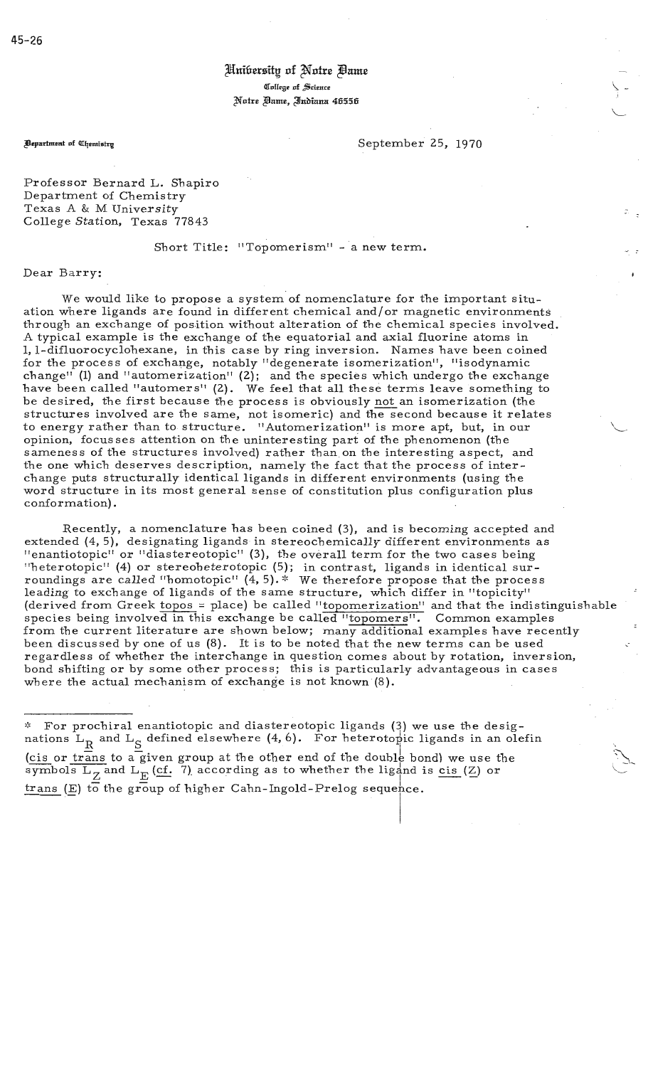45-26

University of Notre Dame
College of Science
Notre Dame, Indiana 46556

Department of Chemistry

September 25, 1970

Professor Bernard L. Shapiro
Department of Chemistry
Texas A & M University
College Station, Texas 77843

Short Title: "Topomerism" - a new term.

Dear Barry:

We would like to propose a system of nomenclature for the important situation where ligands are found in different chemical and/or magnetic environments through an exchange of position without alteration of the chemical species involved. A typical example is the exchange of the equatorial and axial fluorine atoms in 1,1-difluorocyclohexane, in this case by ring inversion. Names have been coined for the process of exchange, notably "degenerate isomerization", "isodynamic change" (1) and "automerization" (2); and the species which undergo the exchange have been called "automers" (2). We feel that all these terms leave something to be desired, the first because the process is obviously not an isomerization (the structures involved are the same, not isomeric) and the second because it relates to energy rather than to structure. "Automerization" is more apt, but, in our opinion, focusses attention on the uninteresting part of the phenomenon (the sameness of the structures involved) rather than on the interesting aspect, and the one which deserves description, namely the fact that the process of interchange puts structurally identical ligands in different environments (using the word structure in its most general sense of constitution plus configuration plus conformation).

Recently, a nomenclature has been coined (3), and is becoming accepted and extended (4, 5), designating ligands in stereochemically different environments as "enantiotopic" or "diastereotopic" (3), the overall term for the two cases being "heterotopic" (4) or stereoheterotopic (5); in contrast, ligands in identical surroundings are called "homotopic" (4, 5).* We therefore propose that the process leading to exchange of ligands of the same structure, which differ in "topicity" (derived from Greek topos = place) be called "topomerization" and that the indistinguishable species being involved in this exchange be called "topomers". Common examples from the current literature are shown below; many additional examples have recently been discussed by one of us (8). It is to be noted that the new terms can be used regardless of whether the interchange in question comes about by rotation, inversion, bond shifting or by some other process; this is particularly advantageous in cases where the actual mechanism of exchange is not known (8).

---

\* For prochiral enantiotopic and diastereotopic ligands (3) we use the designations $L_R$ and $L_S$ defined elsewhere (4, 6). For heterotopic ligands in an olefin (cis or trans to a given group at the other end of the double bond) we use the symbols $L_Z$ and $L_E$ (cf. 7) according as to whether the ligand is cis (Z) or trans (E) to the group of higher Cahn-Ingold-Prelog sequence.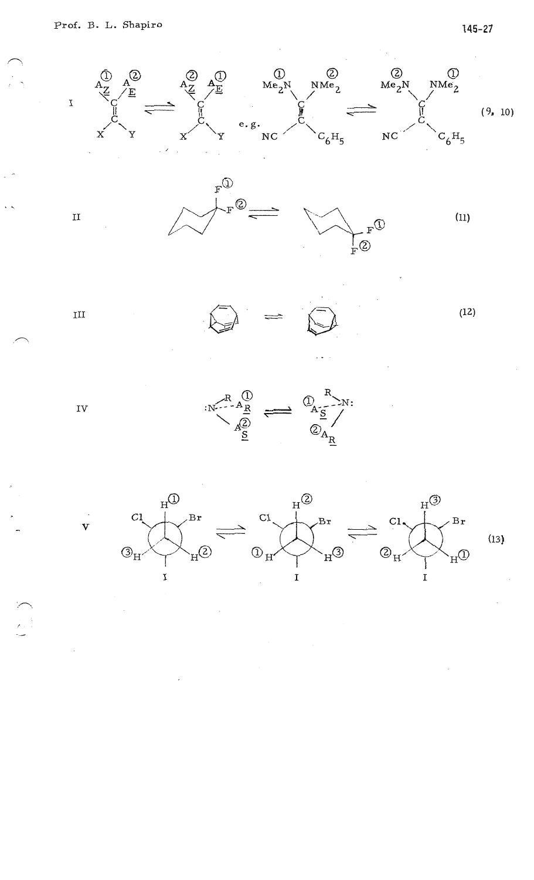I

$A_Z$ ① $A_E$ ② C=C X Y ⇌ $A_Z$ ② $A_E$ ① C=C X Y e.g. $Me_2N$ ① $NMe_2$ ② C=C NC $C_6H_5$ ⇌ $Me_2N$ ② $NMe_2$ ① C=C NC $C_6H_5$ (9, 10)

II

F① F② ⇌ F① F② (11)

III

(12)

IV

:N—R $A_R$ ① $A_S$ ② ⇌ ① $A_S$ R N: ② $A_R$

V

H① Cl Br ③H H② I ⇌ H② Cl Br ①H H③ I ⇌ H③ Cl Br ②H H① I (13)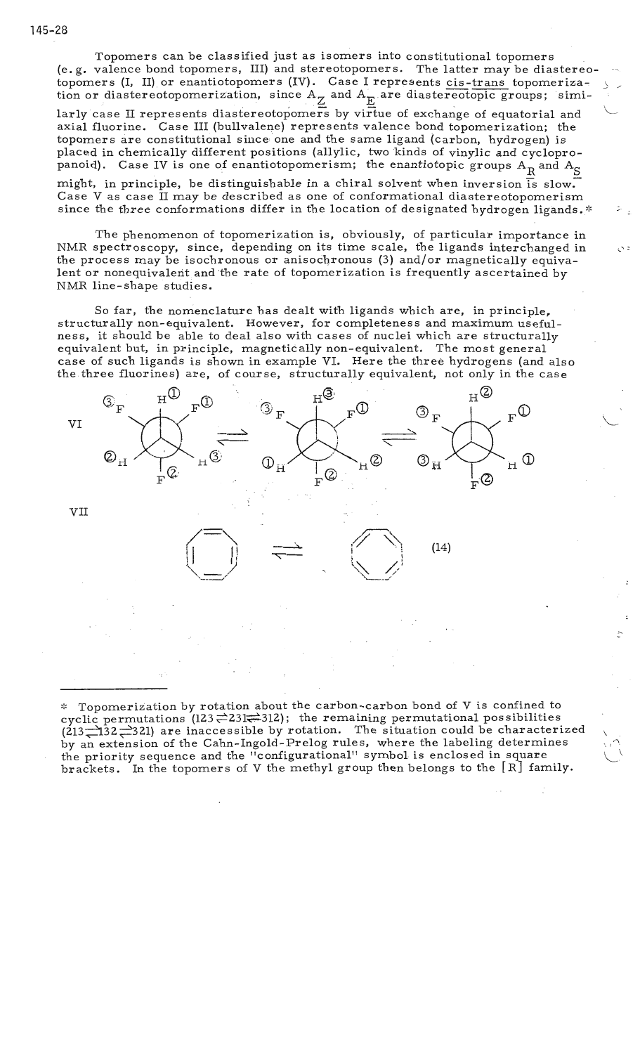Topomers can be classified just as isomers into constitutional topomers (e.g. valence bond topomers, III) and stereotopomers. The latter may be diastereotopomers (I, II) or enantiotopomers (IV). Case I represents cis-trans topomerization or diastereotopomerization, since $A_Z$ and $A_E$ are diastereotopic groups; similarly case II represents diastereotopomers by virtue of exchange of equatorial and axial fluorine. Case III (bullvalene) represents valence bond topomerization; the topomers are constitutional since one and the same ligand (carbon, hydrogen) is placed in chemically different positions (allylic, two kinds of vinylic and cyclopropanoid). Case IV is one of enantiotopomerism; the *enantiotopic* groups $A_R$ and $A_S$ might, in principle, be distinguishable in a chiral solvent when inversion is slow. Case V as case II may be described as one of conformational diastereotopomerism since the three conformations differ in the location of designated hydrogen ligands.*

The phenomenon of topomerization is, obviously, of particular importance in NMR spectroscopy, since, depending on its time scale, the ligands interchanged in the process may be isochronous or anisochronous (3) and/or magnetically equivalent or nonequivalent and the rate of topomerization is frequently ascertained by NMR line-shape studies.

So far, the nomenclature has dealt with ligands which are, in principle, structurally non-equivalent. However, for completeness and maximum usefulness, it should be able to deal also with cases of nuclei which are structurally equivalent but, in principle, magnetically non-equivalent. The most general case of such ligands is shown in example VI. Here the three hydrogens (and also the three fluorines) are, of course, structurally equivalent, not only in the case

VI

VII

(14)

---

* Topomerization by rotation about the carbon-carbon bond of V is confined to cyclic permutations (123 ⇌ 231 ⇌ 312); the remaining permutational possibilities (213 ⇌ 132 ⇌ 321) are inaccessible by rotation. The situation could be characterized by an extension of the Cahn-Ingold-Prelog rules, where the labeling determines the priority sequence and the "configurational" symbol is enclosed in square brackets. In the topomers of V the methyl group then belongs to the [R] family.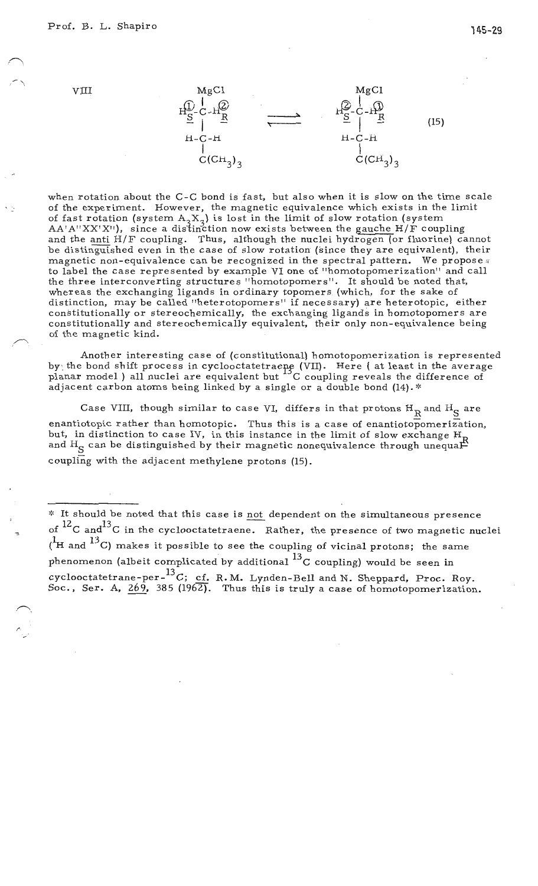VIII

$$
\begin{array}{c}
\text{MgCl} \\
| \\
H_{\underline{S}}^{(1)}\text{-C-}H_{\underline{R}}^{(2)} \\
| \\
\text{H-C-H} \\
| \\
C(CH_3)_3
\end{array}
\rightleftharpoons
\begin{array}{c}
\text{MgCl} \\
| \\
H_{\underline{S}}^{(2)}\text{-C-}H_{\underline{R}}^{(1)} \\
| \\
\text{H-C-H} \\
| \\
C(CH_3)_3
\end{array}
\qquad (15)
$$

when rotation about the C-C bond is fast, but also when it is slow on the time scale of the experiment. However, the magnetic equivalence which exists in the limit of fast rotation (system $A_3X_3$) is lost in the limit of slow rotation (system AA'A"XX'X"), since a distinction now exists between the gauche H/F coupling and the anti H/F coupling. Thus, although the nuclei hydrogen (or fluorine) cannot be distinguished even in the case of slow rotation (since they are equivalent), their magnetic non-equivalence can be recognized in the spectral pattern. We propose to label the case represented by example VI one of "homotopomerization" and call the three interconverting structures "homotopomers". It should be noted that, whereas the exchanging ligands in ordinary topomers (which, for the sake of distinction, may be called "heterotopomers" if necessary) are heterotopic, either constitutionally or stereochemically, the exchanging ligands in homotopomers are constitutionally and stereochemically equivalent, their only non-equivalence being of the magnetic kind.

Another interesting case of (constitutional) homotopomerization is represented by the bond shift process in cyclooctatetraene (VII). Here ( at least in the average planar model ) all nuclei are equivalent but $^{13}C$ coupling reveals the difference of adjacent carbon atoms being linked by a single or a double bond (14).*

Case VIII, though similar to case VI, differs in that protons $H_{\underline{R}}$ and $H_{\underline{S}}$ are enantiotopic rather than homotopic. Thus this is a case of enantiotopomerization, but, in distinction to case IV, in this instance in the limit of slow exchange $H_{\underline{R}}$ and $H_{\underline{S}}$ can be distinguished by their magnetic nonequivalence through unequal coupling with the adjacent methylene protons (15).

---

\* It should be noted that this case is not dependent on the simultaneous presence of $^{12}C$ and $^{13}C$ in the cyclooctatetraene. Rather, the presence of two magnetic nuclei ($^{1}H$ and $^{13}C$) makes it possible to see the coupling of vicinal protons; the same phenomenon (albeit complicated by additional $^{13}C$ coupling) would be seen in cyclooctatetrane-per-$^{13}C$; cf. R.M. Lynden-Bell and N. Sheppard, Proc. Roy. Soc., Ser. A, 269, 385 (1962). Thus this is truly a case of homotopomerization.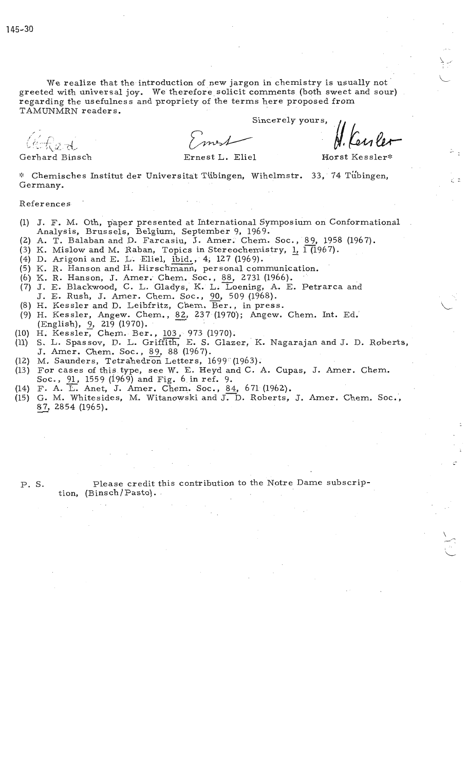We realize that the introduction of new jargon in chemistry is usually not greeted with universal joy. We therefore solicit comments (both sweet and sour) regarding the usefulness and propriety of the terms here proposed from TAMUNMRN readers.

Sincerely yours,

| Gerhard Binsch | Ernest L. Eliel | Horst Kessler* |
| --- | --- | --- |

\* Chemisches Institut der Universitat Tübingen, Wihelmstr. 33, 74 Tübingen, Germany.

References

(1) J. F. M. Oth, paper presented at International Symposium on Conformational Analysis, Brussels, Belgium, September 9, 1969.
(2) A. T. Balaban and D. Farcasiu, J. Amer. Chem. Soc., 89, 1958 (1967).
(3) K. Mislow and M. Raban, Topics in Stereochemistry, 1, 1 (1967).
(4) D. Arigoni and E. L. Eliel, ibid., 4, 127 (1969).
(5) K. R. Hanson and H. Hirschmann, personal communication.
(6) K. R. Hanson, J. Amer. Chem. Soc., 88, 2731 (1966).
(7) J. E. Blackwood, C. L. Gladys, K. L. Loening, A. E. Petrarca and J. E. Rush, J. Amer. Chem. Soc., 90, 509 (1968).
(8) H. Kessler and D. Leibfritz, Chem. Ber., in press.
(9) H. Kessler, Angew. Chem., 82, 237 (1970); Angew. Chem. Int. Ed. (English), 9, 219 (1970).
(10) H. Kessler, Chem. Ber., 103, 973 (1970).
(11) S. L. Spassov, D. L. Griffith, E. S. Glazer, K. Nagarajan and J. D. Roberts, J. Amer. Chem. Soc., 89, 88 (1967).
(12) M. Saunders, Tetrahedron Letters, 1699 (1963).
(13) For cases of this type, see W. E. Heyd and C. A. Cupas, J. Amer. Chem. Soc., 91, 1559 (1969) and Fig. 6 in ref. 9.
(14) F. A. L. Anet, J. Amer. Chem. Soc., 84, 671 (1962).
(15) G. M. Whitesides, M. Witanowski and J. D. Roberts, J. Amer. Chem. Soc., 87, 2854 (1965).

P. S. Please credit this contribution to the Notre Dame subscription, (Binsch/Pasto).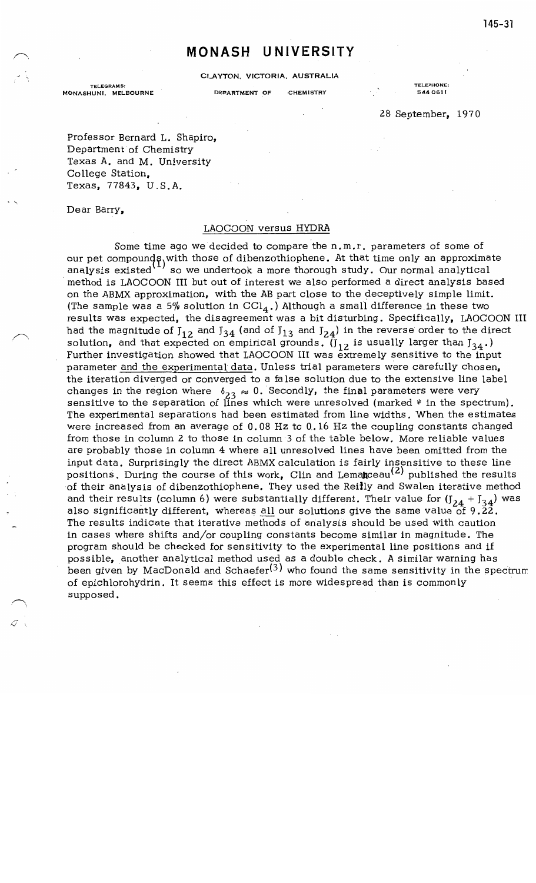# MONASH UNIVERSITY

CLAYTON, VICTORIA, AUSTRALIA

TELEGRAMS: MONASHUNI, MELBOURNE

DEPARTMENT OF CHEMISTRY

TELEPHONE: 544 0611

28 September, 1970

Professor Bernard L. Shapiro,
Department of Chemistry
Texas A. and M. University
College Station,
Texas, 77843, U.S.A.

Dear Barry,

LAOCOON versus HYDRA

Some time ago we decided to compare the n.m.r. parameters of some of our pet compounds with those of dibenzothiophene. At that time only an approximate analysis existed[1] so we undertook a more thorough study. Our normal analytical method is LAOCOON III but out of interest we also performed a direct analysis based on the ABMX approximation, with the AB part close to the deceptively simple limit. (The sample was a 5% solution in $CCl_4$.) Although a small difference in these two results was expected, the disagreement was a bit disturbing. Specifically, LAOCOON III had the magnitude of $J_{12}$ and $J_{34}$ (and of $J_{13}$ and $J_{24}$) in the reverse order to the direct solution, and that expected on empirical grounds. ($J_{12}$ is usually larger than $J_{34}$.) Further investigation showed that LAOCOON III was extremely sensitive to the input parameter and the experimental data. Unless trial parameters were carefully chosen, the iteration diverged or converged to a false solution due to the extensive line label changes in the region where $\delta_{23} \approx 0$. Secondly, the final parameters were very sensitive to the separation of lines which were unresolved (marked * in the spectrum). The experimental separations had been estimated from line widths. When the estimates were increased from an average of 0.08 Hz to 0.16 Hz the coupling constants changed from those in column 2 to those in column 3 of the table below. More reliable values are probably those in column 4 where all unresolved lines have been omitted from the input data. Surprisingly the direct ABMX calculation is fairly insensitive to these line positions. During the course of this work, Clin and Lemanceau[2] published the results of their analysis of dibenzothiophene. They used the Reilly and Swalen iterative method and their results (column 6) were substantially different. Their value for ($J_{24} + J_{34}$) was also significantly different, whereas all our solutions give the same value of 9.22. The results indicate that iterative methods of analysis should be used with caution in cases where shifts and/or coupling constants become similar in magnitude. The program should be checked for sensitivity to the experimental line positions and if possible, another analytical method used as a double check. A similar warning has been given by MacDonald and Schaefer[3] who found the same sensitivity in the spectrum of epichlorohydrin. It seems this effect is more widespread than is commonly supposed.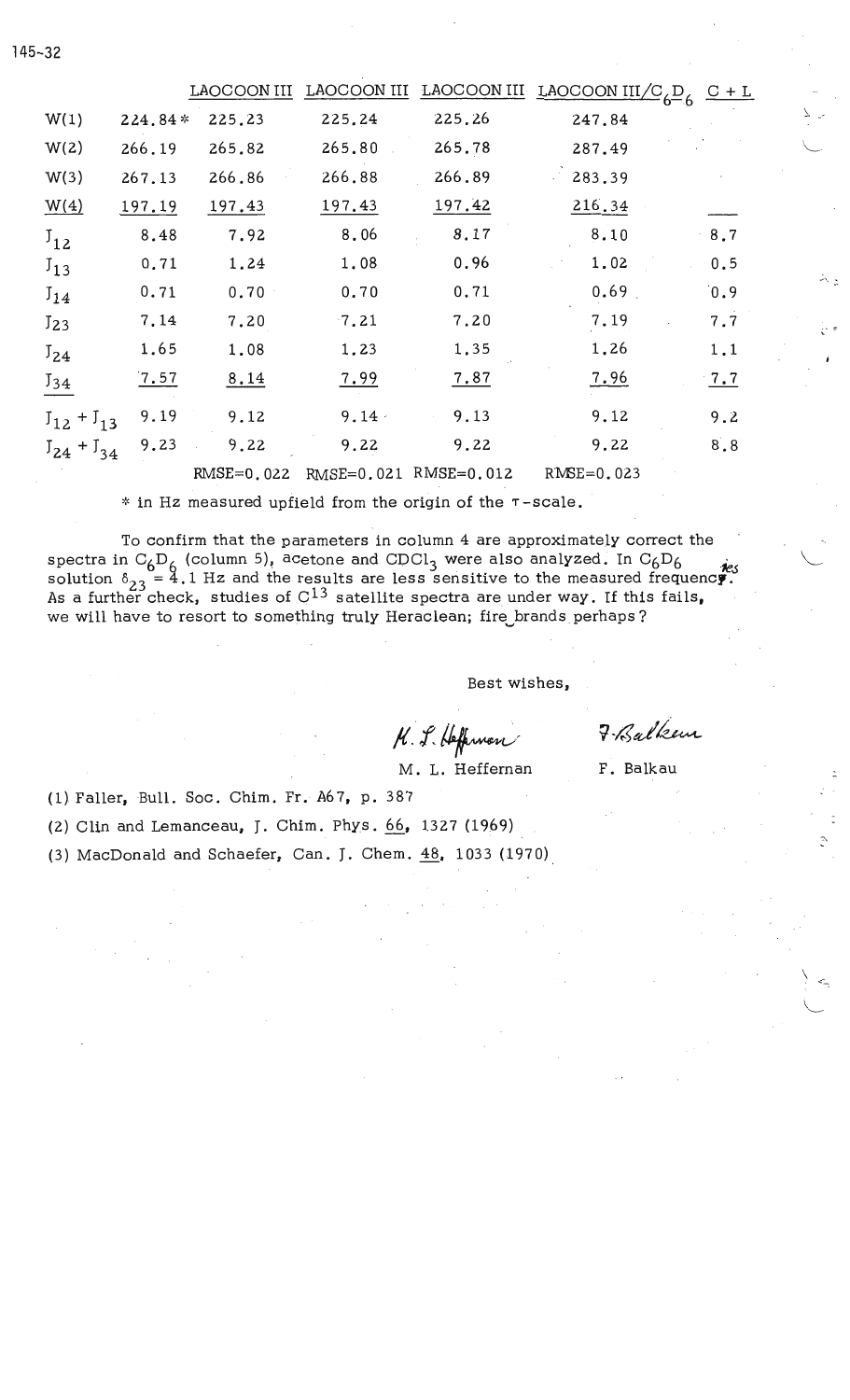| | | LAOCOON III | LAOCOON III | LAOCOON III | LAOCOON III/$C_6D_6$ | C + L |
|---|---|---|---|---|---|---|
| W(1) | 224.84* | 225.23 | 225.24 | 225.26 | 247.84 | |
| W(2) | 266.19 | 265.82 | 265.80 | 265.78 | 287.49 | |
| W(3) | 267.13 | 266.86 | 266.88 | 266.89 | 283.39 | |
| W(4) | 197.19 | 197.43 | 197.43 | 197.42 | 216.34 | |
| $J_{12}$ | 8.48 | 7.92 | 8.06 | 8.17 | 8.10 | 8.7 |
| $J_{13}$ | 0.71 | 1.24 | 1.08 | 0.96 | 1.02 | 0.5 |
| $J_{14}$ | 0.71 | 0.70 | 0.70 | 0.71 | 0.69 | 0.9 |
| $J_{23}$ | 7.14 | 7.20 | 7.21 | 7.20 | 7.19 | 7.7 |
| $J_{24}$ | 1.65 | 1.08 | 1.23 | 1.35 | 1.26 | 1.1 |
| $J_{34}$ | 7.57 | 8.14 | 7.99 | 7.87 | 7.96 | 7.7 |
| $J_{12} + J_{13}$ | 9.19 | 9.12 | 9.14 | 9.13 | 9.12 | 9.2 |
| $J_{24} + J_{34}$ | 9.23 | 9.22 | 9.22 | 9.22 | 9.22 | 8.8 |
| | | RMSE=0.022 | RMSE=0.021 | RMSE=0.012 | RMSE=0.023 | |

\* in Hz measured upfield from the origin of the τ-scale.

To confirm that the parameters in column 4 are approximately correct the spectra in $C_6D_6$ (column 5), acetone and $CDCl_3$ were also analyzed. In $C_6D_6$ solution $\delta_{23} = 4.1$ Hz and the results are less sensitive to the measured frequencies. As a further check, studies of $C^{13}$ satellite spectra are under way. If this fails, we will have to resort to something truly Heraclean; fire brands perhaps?

Best wishes,

M. L. Heffernan  F. Balkau

(1) Faller, Bull. Soc. Chim. Fr. A67, p. 387

(2) Clin and Lemanceau, J. Chim. Phys. 66, 1327 (1969)

(3) MacDonald and Schaefer, Can. J. Chem. 48, 1033 (1970)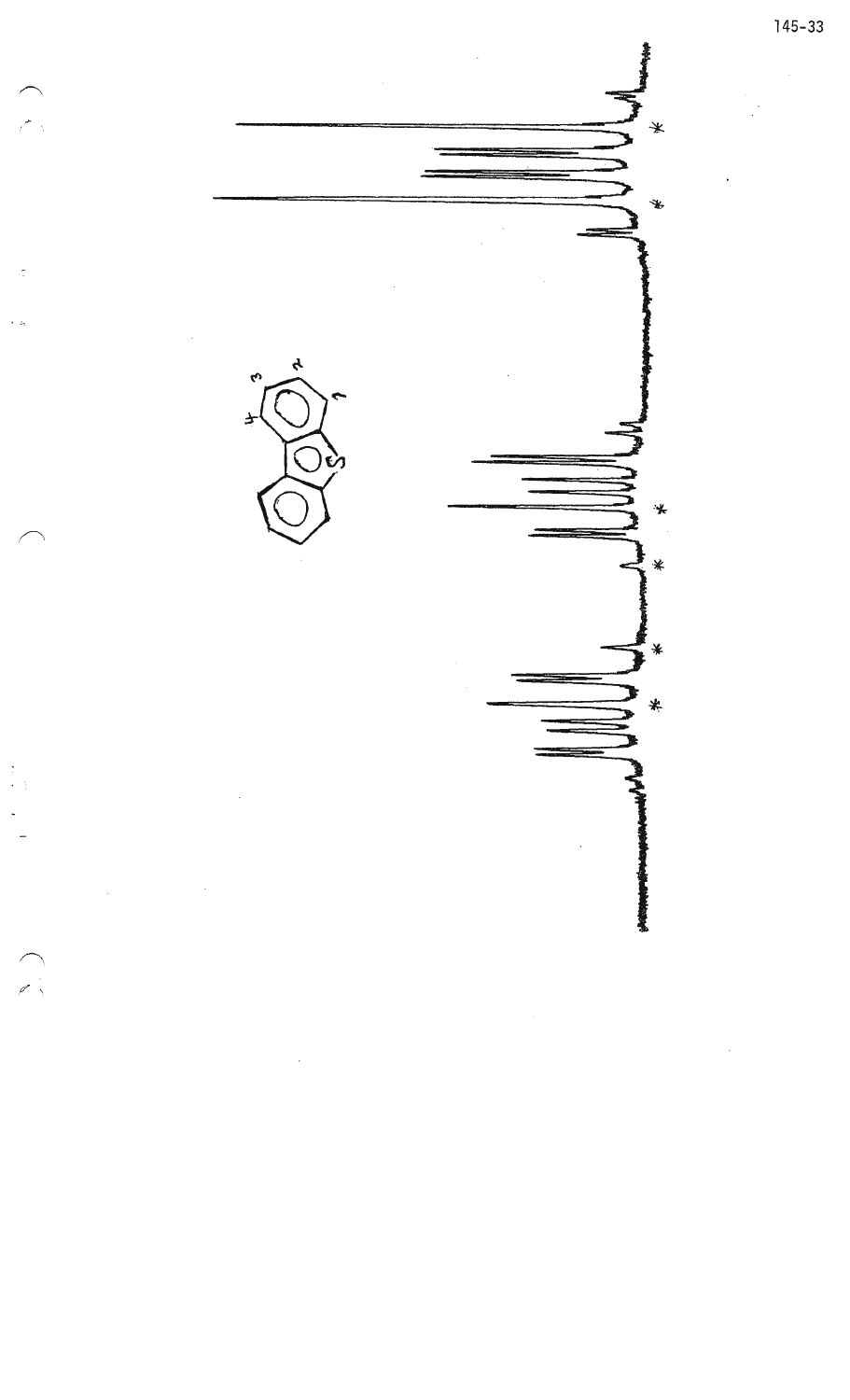145-33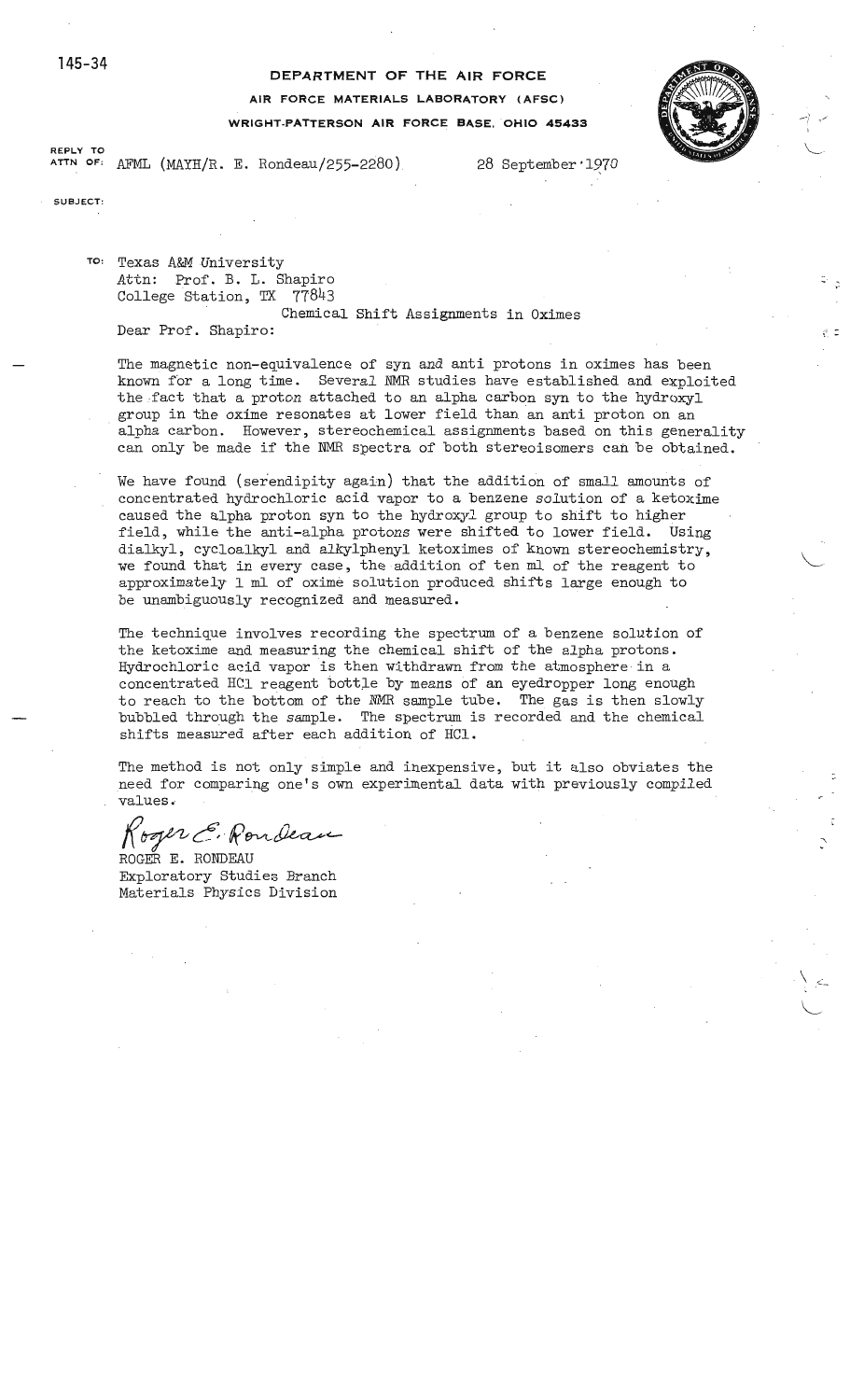145-34

**DEPARTMENT OF THE AIR FORCE**

**AIR FORCE MATERIALS LABORATORY (AFSC)**

**WRIGHT-PATTERSON AIR FORCE BASE, OHIO 45433**

REPLY TO ATTN OF: AFML (MAYH/R. E. Rondeau/255-2280) 28 September 1970

SUBJECT:

TO: Texas A&M University
Attn: Prof. B. L. Shapiro
College Station, TX 77843

Chemical Shift Assignments in Oximes

Dear Prof. Shapiro:

The magnetic non-equivalence of syn and anti protons in oximes has been known for a long time. Several NMR studies have established and exploited the fact that a proton attached to an alpha carbon syn to the hydroxyl group in the oxime resonates at lower field than an anti proton on an alpha carbon. However, stereochemical assignments based on this generality can only be made if the NMR spectra of both stereoisomers can be obtained.

We have found (serendipity again) that the addition of small amounts of concentrated hydrochloric acid vapor to a benzene solution of a ketoxime caused the alpha proton syn to the hydroxyl group to shift to higher field, while the anti-alpha protons were shifted to lower field. Using dialkyl, cycloalkyl and alkylphenyl ketoximes of known stereochemistry, we found that in every case, the addition of ten ml of the reagent to approximately 1 ml of oxime solution produced shifts large enough to be unambiguously recognized and measured.

The technique involves recording the spectrum of a benzene solution of the ketoxime and measuring the chemical shift of the alpha protons. Hydrochloric acid vapor is then withdrawn from the atmosphere in a concentrated HCl reagent bottle by means of an eyedropper long enough to reach to the bottom of the NMR sample tube. The gas is then slowly bubbled through the sample. The spectrum is recorded and the chemical shifts measured after each addition of HCl.

The method is not only simple and inexpensive, but it also obviates the need for comparing one's own experimental data with previously compiled values.

*Roger E. Rondeau*

ROGER E. RONDEAU
Exploratory Studies Branch
Materials Physics Division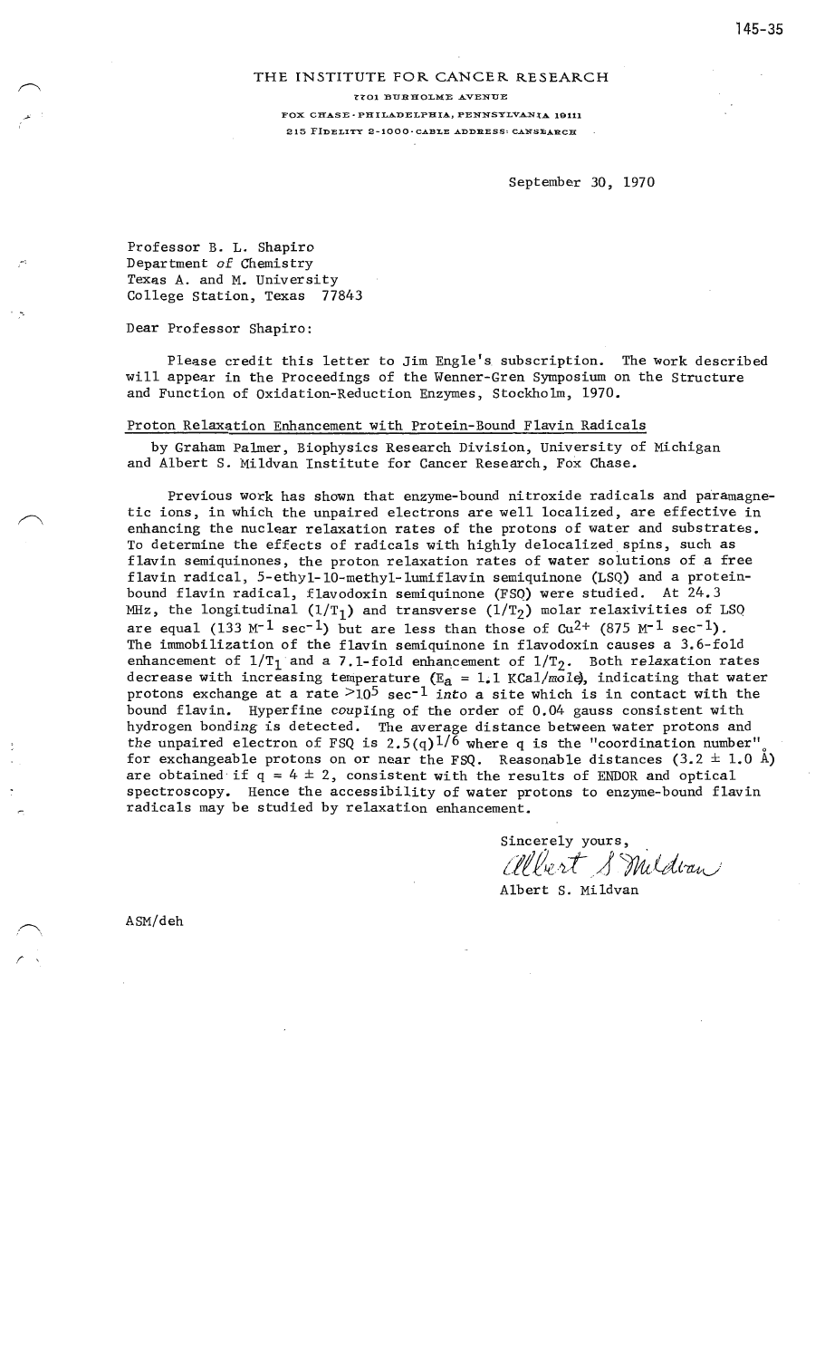145-35

THE INSTITUTE FOR CANCER RESEARCH

7701 BURHOLME AVENUE

FOX CHASE · PHILADELPHIA, PENNSYLVANIA 19111

215 FIDELITY 2-1000 · CABLE ADDRESS: CANSEARCH

September 30, 1970

Professor B. L. Shapiro
Department of Chemistry
Texas A. and M. University
College Station, Texas 77843

Dear Professor Shapiro:

Please credit this letter to Jim Engle's subscription. The work described will appear in the Proceedings of the Wenner-Gren Symposium on the Structure and Function of Oxidation-Reduction Enzymes, Stockholm, 1970.

Proton Relaxation Enhancement with Protein-Bound Flavin Radicals

by Graham Palmer, Biophysics Research Division, University of Michigan and Albert S. Mildvan Institute for Cancer Research, Fox Chase.

Previous work has shown that enzyme-bound nitroxide radicals and paramagnetic ions, in which the unpaired electrons are well localized, are effective in enhancing the nuclear relaxation rates of the protons of water and substrates. To determine the effects of radicals with highly delocalized spins, such as flavin semiquinones, the proton relaxation rates of water solutions of a free flavin radical, 5-ethyl-10-methyl-lumiflavin semiquinone (LSQ) and a protein-bound flavin radical, flavodoxin semiquinone (FSQ) were studied. At 24.3 MHz, the longitudinal ($1/T_1$) and transverse ($1/T_2$) molar relaxivities of LSQ are equal (133 $M^{-1}$ $sec^{-1}$) but are less than those of $Cu^{2+}$ (875 $M^{-1}$ $sec^{-1}$). The immobilization of the flavin semiquinone in flavodoxin causes a 3.6-fold enhancement of $1/T_1$ and a 7.1-fold enhancement of $1/T_2$. Both relaxation rates decrease with increasing temperature ($E_a$ = 1.1 KCal/mole), indicating that water protons exchange at a rate $>10^5$ $sec^{-1}$ into a site which is in contact with the bound flavin. Hyperfine coupling of the order of 0.04 gauss consistent with hydrogen bonding is detected. The average distance between water protons and the unpaired electron of FSQ is $2.5(q)^{1/6}$ where q is the "coordination number" for exchangeable protons on or near the FSQ. Reasonable distances (3.2 ± 1.0 Å) are obtained if q = 4 ± 2, consistent with the results of ENDOR and optical spectroscopy. Hence the accessibility of water protons to enzyme-bound flavin radicals may be studied by relaxation enhancement.

Sincerely yours,

*Albert S Mildvan*

Albert S. Mildvan

ASM/deh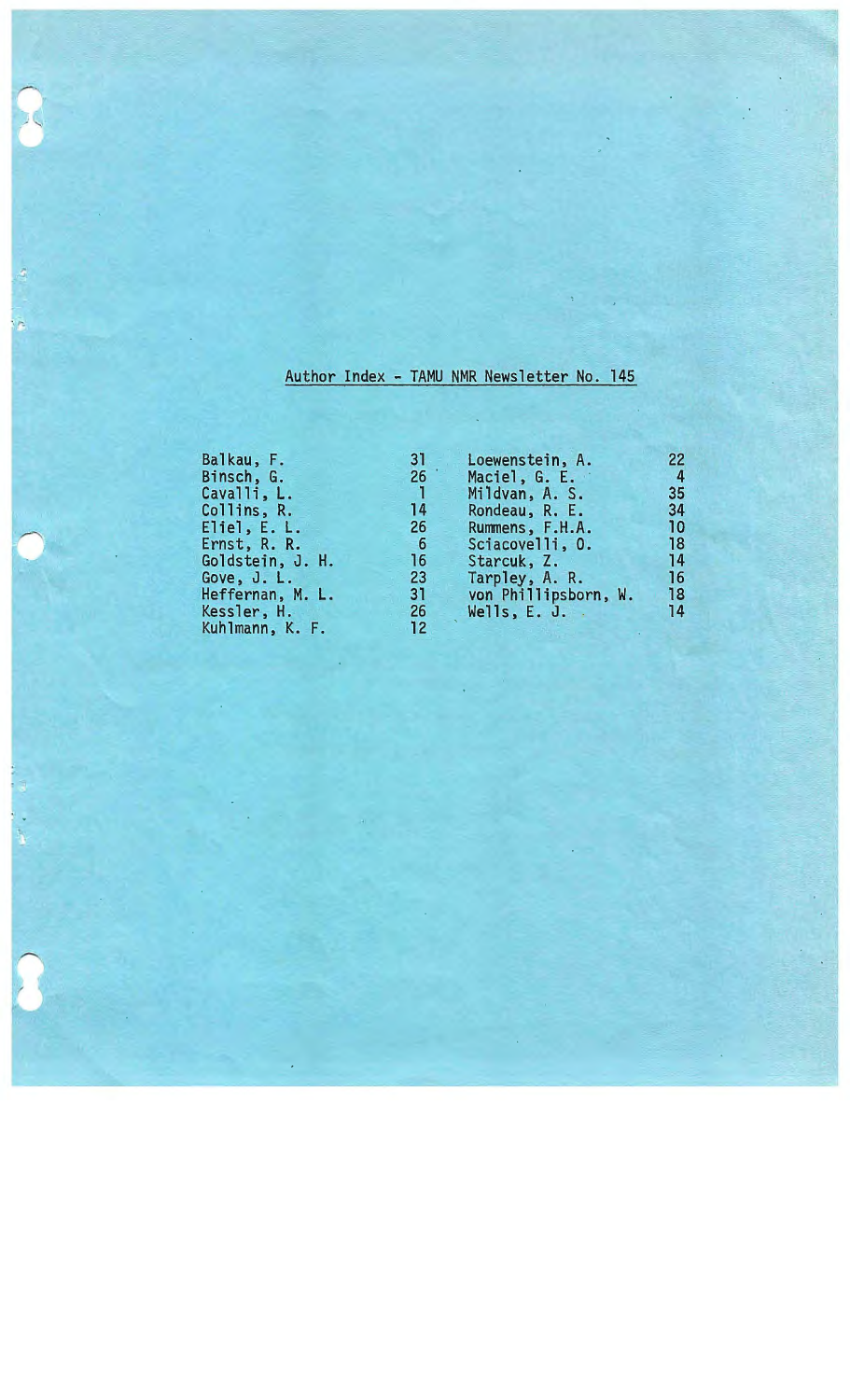# Author Index - TAMU NMR Newsletter No. 145

| | | | |
|---|---|---|---|
| Balkau, F. | 31 | Loewenstein, A. | 22 |
| Binsch, G. | 26 | Maciel, G. E. | 4 |
| Cavalli, L. | 1 | Mildvan, A. S. | 35 |
| Collins, R. | 14 | Rondeau, R. E. | 34 |
| Eliel, E. L. | 26 | Rummens, F.H.A. | 10 |
| Ernst, R. R. | 6 | Sciacovelli, O. | 18 |
| Goldstein, J. H. | 16 | Starcuk, Z. | 14 |
| Gove, J. L. | 23 | Tarpley, A. R. | 16 |
| Heffernan, M. L. | 31 | von Phillipsborn, W. | 18 |
| Kessler, H. | 26 | Wells, E. J. | 14 |
| Kuhlmann, K. F. | 12 | | |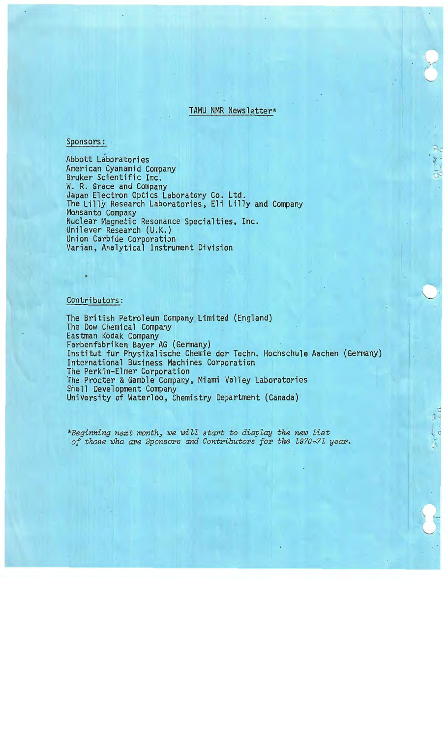# TAMU NMR Newsletter*

## Sponsors:

Abbott Laboratories
American Cyanamid Company
Bruker Scientific Inc.
W. R. Grace and Company
Japan Electron Optics Laboratory Co. Ltd.
The Lilly Research Laboratories, Eli Lilly and Company
Monsanto Company
Nuclear Magnetic Resonance Specialties, Inc.
Unilever Research (U.K.)
Union Carbide Corporation
Varian, Analytical Instrument Division

## Contributors:

The British Petroleum Company Limited (England)
The Dow Chemical Company
Eastman Kodak Company
Farbenfabriken Bayer AG (Germany)
Institut fur Physikalische Chemie der Techn. Hochschule Aachen (Germany)
International Business Machines Corporation
The Perkin-Elmer Corporation
The Procter & Gamble Company, Miami Valley Laboratories
Shell Development Company
University of Waterloo, Chemistry Department (Canada)

*\*Beginning next month, we will start to display the new list of those who are Sponsors and Contributors for the 1970-71 year.*